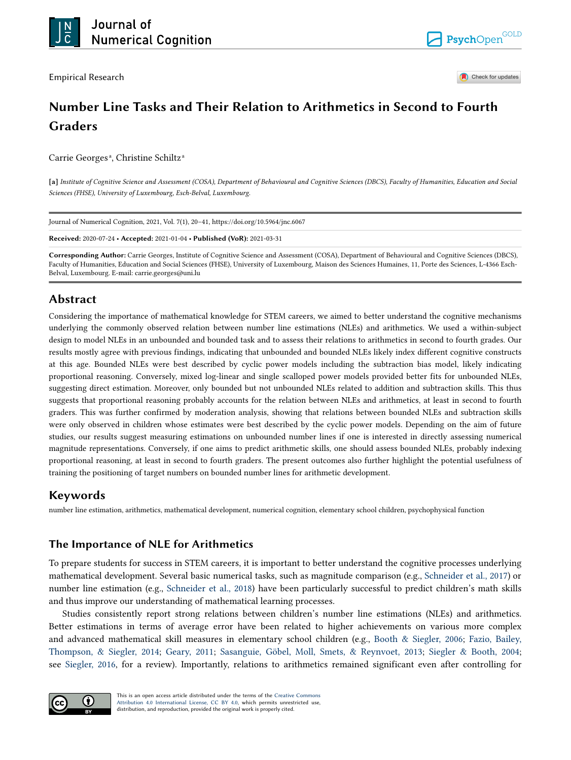Empirical Research

# Number Line Tasks and Their Relation to Arithmetics in Second to Fourth Graders

Carrie Georges[a], Christine Schiltz[a]

**[a]** *Institute of Cognitive Science and Assessment (COSA), Department of Behavioural and Cognitive Sciences (DBCS), Faculty of Humanities, Education and Social Sciences (FHSE), University of Luxembourg, Esch-Belval, Luxembourg.*

Journal of Numerical Cognition, 2021, Vol. 7(1), 20–41, https://doi.org/10.5964/jnc.6067

**Received:** 2020-07-24 • **Accepted:** 2021-01-04 • **Published (VoR):** 2021-03-31

**Corresponding Author:** Carrie Georges, Institute of Cognitive Science and Assessment (COSA), Department of Behavioural and Cognitive Sciences (DBCS), Faculty of Humanities, Education and Social Sciences (FHSE), University of Luxembourg, Maison des Sciences Humaines, 11, Porte des Sciences, L-4366 Esch-Belval, Luxembourg. E-mail: carrie.georges@uni.lu

## Abstract

Considering the importance of mathematical knowledge for STEM careers, we aimed to better understand the cognitive mechanisms underlying the commonly observed relation between number line estimations (NLEs) and arithmetics. We used a within-subject design to model NLEs in an unbounded and bounded task and to assess their relations to arithmetics in second to fourth grades. Our results mostly agree with previous findings, indicating that unbounded and bounded NLEs likely index different cognitive constructs at this age. Bounded NLEs were best described by cyclic power models including the subtraction bias model, likely indicating proportional reasoning. Conversely, mixed log-linear and single scalloped power models provided better fits for unbounded NLEs, suggesting direct estimation. Moreover, only bounded but not unbounded NLEs related to addition and subtraction skills. This thus suggests that proportional reasoning probably accounts for the relation between NLEs and arithmetics, at least in second to fourth graders. This was further confirmed by moderation analysis, showing that relations between bounded NLEs and subtraction skills were only observed in children whose estimates were best described by the cyclic power models. Depending on the aim of future studies, our results suggest measuring estimations on unbounded number lines if one is interested in directly assessing numerical magnitude representations. Conversely, if one aims to predict arithmetic skills, one should assess bounded NLEs, probably indexing proportional reasoning, at least in second to fourth graders. The present outcomes also further highlight the potential usefulness of training the positioning of target numbers on bounded number lines for arithmetic development.

## Keywords

number line estimation, arithmetics, mathematical development, numerical cognition, elementary school children, psychophysical function

## The Importance of NLE for Arithmetics

To prepare students for success in STEM careers, it is important to better understand the cognitive processes underlying mathematical development. Several basic numerical tasks, such as magnitude comparison (e.g., Schneider et al., 2017) or number line estimation (e.g., Schneider et al., 2018) have been particularly successful to predict children's math skills and thus improve our understanding of mathematical learning processes.

Studies consistently report strong relations between children's number line estimations (NLEs) and arithmetics. Better estimations in terms of average error have been related to higher achievements on various more complex and advanced mathematical skill measures in elementary school children (e.g., Booth & Siegler, 2006; Fazio, Bailey, Thompson, & Siegler, 2014; Geary, 2011; Sasanguie, Göbel, Moll, Smets, & Reynvoet, 2013; Siegler & Booth, 2004; see Siegler, 2016, for a review). Importantly, relations to arithmetics remained significant even after controlling for

This is an open access article distributed under the terms of the Creative Commons Attribution 4.0 International License, CC BY 4.0, which permits unrestricted use, distribution, and reproduction, provided the original work is properly cited.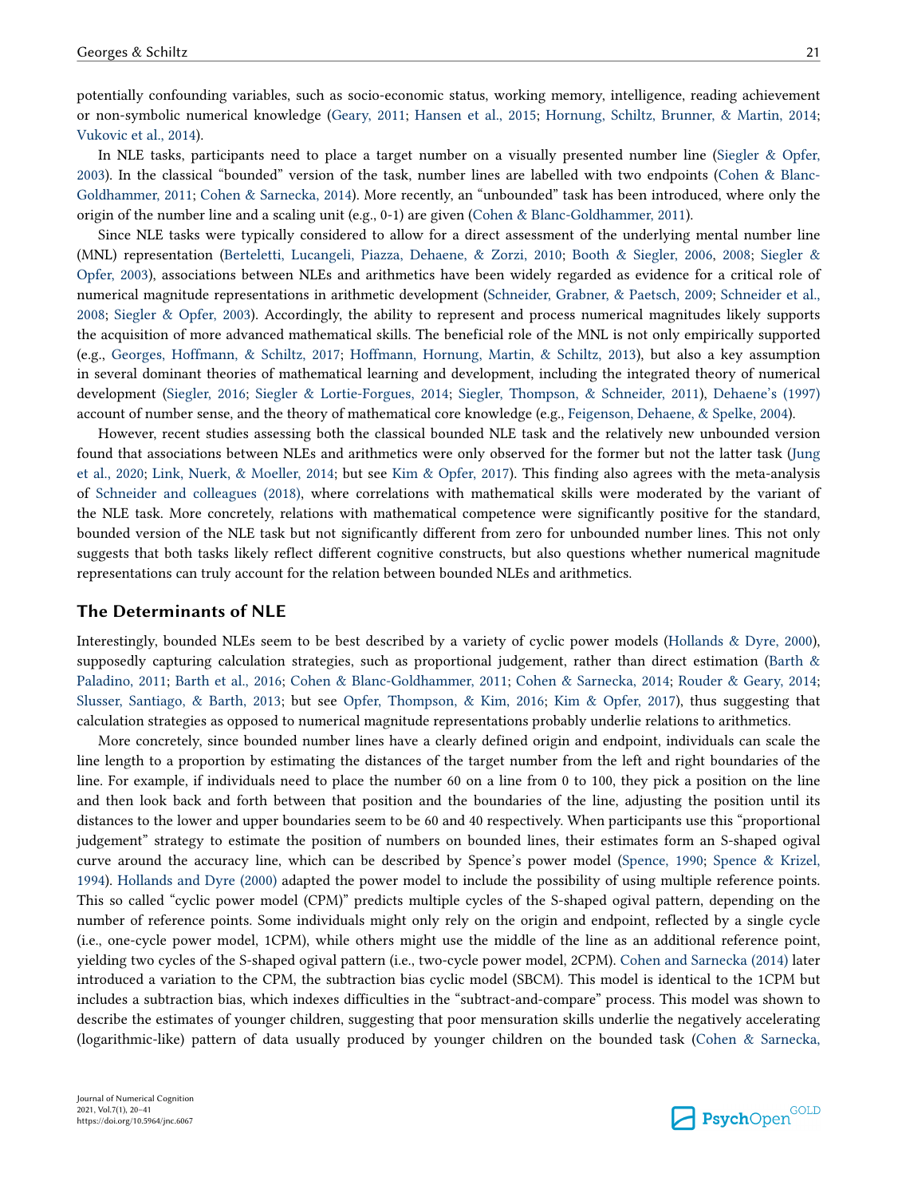potentially confounding variables, such as socio-economic status, working memory, intelligence, reading achievement or non-symbolic numerical knowledge (Geary, 2011; Hansen et al., 2015; Hornung, Schiltz, Brunner, & Martin, 2014; Vukovic et al., 2014).

In NLE tasks, participants need to place a target number on a visually presented number line (Siegler & Opfer, 2003). In the classical "bounded" version of the task, number lines are labelled with two endpoints (Cohen & Blanc-Goldhammer, 2011; Cohen & Sarnecka, 2014). More recently, an "unbounded" task has been introduced, where only the origin of the number line and a scaling unit (e.g., 0-1) are given (Cohen & Blanc-Goldhammer, 2011).

Since NLE tasks were typically considered to allow for a direct assessment of the underlying mental number line (MNL) representation (Berteletti, Lucangeli, Piazza, Dehaene, & Zorzi, 2010; Booth & Siegler, 2006, 2008; Siegler & Opfer, 2003), associations between NLEs and arithmetics have been widely regarded as evidence for a critical role of numerical magnitude representations in arithmetic development (Schneider, Grabner, & Paetsch, 2009; Schneider et al., 2008; Siegler & Opfer, 2003). Accordingly, the ability to represent and process numerical magnitudes likely supports the acquisition of more advanced mathematical skills. The beneficial role of the MNL is not only empirically supported (e.g., Georges, Hoffmann, & Schiltz, 2017; Hoffmann, Hornung, Martin, & Schiltz, 2013), but also a key assumption in several dominant theories of mathematical learning and development, including the integrated theory of numerical development (Siegler, 2016; Siegler & Lortie-Forgues, 2014; Siegler, Thompson, & Schneider, 2011), Dehaene's (1997) account of number sense, and the theory of mathematical core knowledge (e.g., Feigenson, Dehaene, & Spelke, 2004).

However, recent studies assessing both the classical bounded NLE task and the relatively new unbounded version found that associations between NLEs and arithmetics were only observed for the former but not the latter task (Jung et al., 2020; Link, Nuerk, & Moeller, 2014; but see Kim & Opfer, 2017). This finding also agrees with the meta-analysis of Schneider and colleagues (2018), where correlations with mathematical skills were moderated by the variant of the NLE task. More concretely, relations with mathematical competence were significantly positive for the standard, bounded version of the NLE task but not significantly different from zero for unbounded number lines. This not only suggests that both tasks likely reflect different cognitive constructs, but also questions whether numerical magnitude representations can truly account for the relation between bounded NLEs and arithmetics.

## The Determinants of NLE

Interestingly, bounded NLEs seem to be best described by a variety of cyclic power models (Hollands & Dyre, 2000), supposedly capturing calculation strategies, such as proportional judgement, rather than direct estimation (Barth & Paladino, 2011; Barth et al., 2016; Cohen & Blanc-Goldhammer, 2011; Cohen & Sarnecka, 2014; Rouder & Geary, 2014; Slusser, Santiago, & Barth, 2013; but see Opfer, Thompson, & Kim, 2016; Kim & Opfer, 2017), thus suggesting that calculation strategies as opposed to numerical magnitude representations probably underlie relations to arithmetics.

More concretely, since bounded number lines have a clearly defined origin and endpoint, individuals can scale the line length to a proportion by estimating the distances of the target number from the left and right boundaries of the line. For example, if individuals need to place the number 60 on a line from 0 to 100, they pick a position on the line and then look back and forth between that position and the boundaries of the line, adjusting the position until its distances to the lower and upper boundaries seem to be 60 and 40 respectively. When participants use this "proportional judgement" strategy to estimate the position of numbers on bounded lines, their estimates form an S-shaped ogival curve around the accuracy line, which can be described by Spence's power model (Spence, 1990; Spence & Krizel, 1994). Hollands and Dyre (2000) adapted the power model to include the possibility of using multiple reference points. This so called "cyclic power model (CPM)" predicts multiple cycles of the S-shaped ogival pattern, depending on the number of reference points. Some individuals might only rely on the origin and endpoint, reflected by a single cycle (i.e., one-cycle power model, 1CPM), while others might use the middle of the line as an additional reference point, yielding two cycles of the S-shaped ogival pattern (i.e., two-cycle power model, 2CPM). Cohen and Sarnecka (2014) later introduced a variation to the CPM, the subtraction bias cyclic model (SBCM). This model is identical to the 1CPM but includes a subtraction bias, which indexes difficulties in the "subtract-and-compare" process. This model was shown to describe the estimates of younger children, suggesting that poor mensuration skills underlie the negatively accelerating (logarithmic-like) pattern of data usually produced by younger children on the bounded task (Cohen & Sarnecka,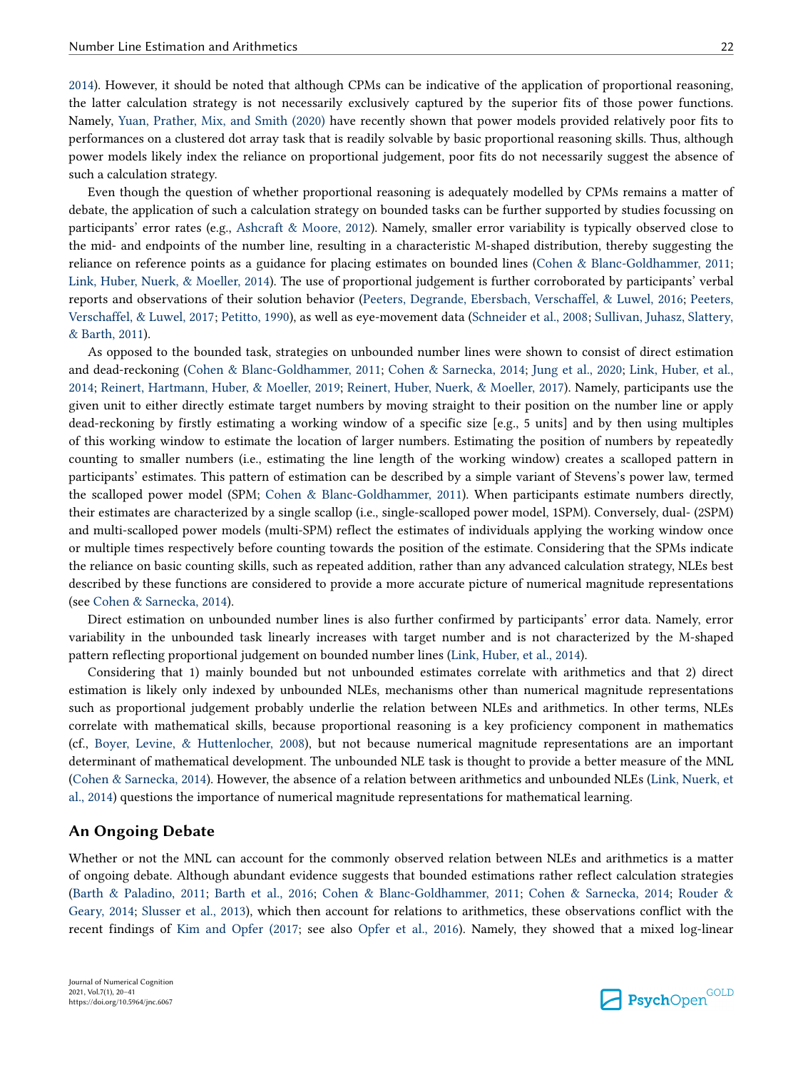2014). However, it should be noted that although CPMs can be indicative of the application of proportional reasoning, the latter calculation strategy is not necessarily exclusively captured by the superior fits of those power functions. Namely, Yuan, Prather, Mix, and Smith (2020) have recently shown that power models provided relatively poor fits to performances on a clustered dot array task that is readily solvable by basic proportional reasoning skills. Thus, although power models likely index the reliance on proportional judgement, poor fits do not necessarily suggest the absence of such a calculation strategy.

Even though the question of whether proportional reasoning is adequately modelled by CPMs remains a matter of debate, the application of such a calculation strategy on bounded tasks can be further supported by studies focussing on participants' error rates (e.g., Ashcraft & Moore, 2012). Namely, smaller error variability is typically observed close to the mid- and endpoints of the number line, resulting in a characteristic M-shaped distribution, thereby suggesting the reliance on reference points as a guidance for placing estimates on bounded lines (Cohen & Blanc-Goldhammer, 2011; Link, Huber, Nuerk, & Moeller, 2014). The use of proportional judgement is further corroborated by participants' verbal reports and observations of their solution behavior (Peeters, Degrande, Ebersbach, Verschaffel, & Luwel, 2016; Peeters, Verschaffel, & Luwel, 2017; Petitto, 1990), as well as eye-movement data (Schneider et al., 2008; Sullivan, Juhasz, Slattery, & Barth, 2011).

As opposed to the bounded task, strategies on unbounded number lines were shown to consist of direct estimation and dead-reckoning (Cohen & Blanc-Goldhammer, 2011; Cohen & Sarnecka, 2014; Jung et al., 2020; Link, Huber, et al., 2014; Reinert, Hartmann, Huber, & Moeller, 2019; Reinert, Huber, Nuerk, & Moeller, 2017). Namely, participants use the given unit to either directly estimate target numbers by moving straight to their position on the number line or apply dead-reckoning by firstly estimating a working window of a specific size [e.g., 5 units] and by then using multiples of this working window to estimate the location of larger numbers. Estimating the position of numbers by repeatedly counting to smaller numbers (i.e., estimating the line length of the working window) creates a scalloped pattern in participants' estimates. This pattern of estimation can be described by a simple variant of Stevens's power law, termed the scalloped power model (SPM; Cohen & Blanc-Goldhammer, 2011). When participants estimate numbers directly, their estimates are characterized by a single scallop (i.e., single-scalloped power model, 1SPM). Conversely, dual- (2SPM) and multi-scalloped power models (multi-SPM) reflect the estimates of individuals applying the working window once or multiple times respectively before counting towards the position of the estimate. Considering that the SPMs indicate the reliance on basic counting skills, such as repeated addition, rather than any advanced calculation strategy, NLEs best described by these functions are considered to provide a more accurate picture of numerical magnitude representations (see Cohen & Sarnecka, 2014).

Direct estimation on unbounded number lines is also further confirmed by participants' error data. Namely, error variability in the unbounded task linearly increases with target number and is not characterized by the M-shaped pattern reflecting proportional judgement on bounded number lines (Link, Huber, et al., 2014).

Considering that 1) mainly bounded but not unbounded estimates correlate with arithmetics and that 2) direct estimation is likely only indexed by unbounded NLEs, mechanisms other than numerical magnitude representations such as proportional judgement probably underlie the relation between NLEs and arithmetics. In other terms, NLEs correlate with mathematical skills, because proportional reasoning is a key proficiency component in mathematics (cf., Boyer, Levine, & Huttenlocher, 2008), but not because numerical magnitude representations are an important determinant of mathematical development. The unbounded NLE task is thought to provide a better measure of the MNL (Cohen & Sarnecka, 2014). However, the absence of a relation between arithmetics and unbounded NLEs (Link, Nuerk, et al., 2014) questions the importance of numerical magnitude representations for mathematical learning.

## An Ongoing Debate

Whether or not the MNL can account for the commonly observed relation between NLEs and arithmetics is a matter of ongoing debate. Although abundant evidence suggests that bounded estimations rather reflect calculation strategies (Barth & Paladino, 2011; Barth et al., 2016; Cohen & Blanc-Goldhammer, 2011; Cohen & Sarnecka, 2014; Rouder & Geary, 2014; Slusser et al., 2013), which then account for relations to arithmetics, these observations conflict with the recent findings of Kim and Opfer (2017; see also Opfer et al., 2016). Namely, they showed that a mixed log-linear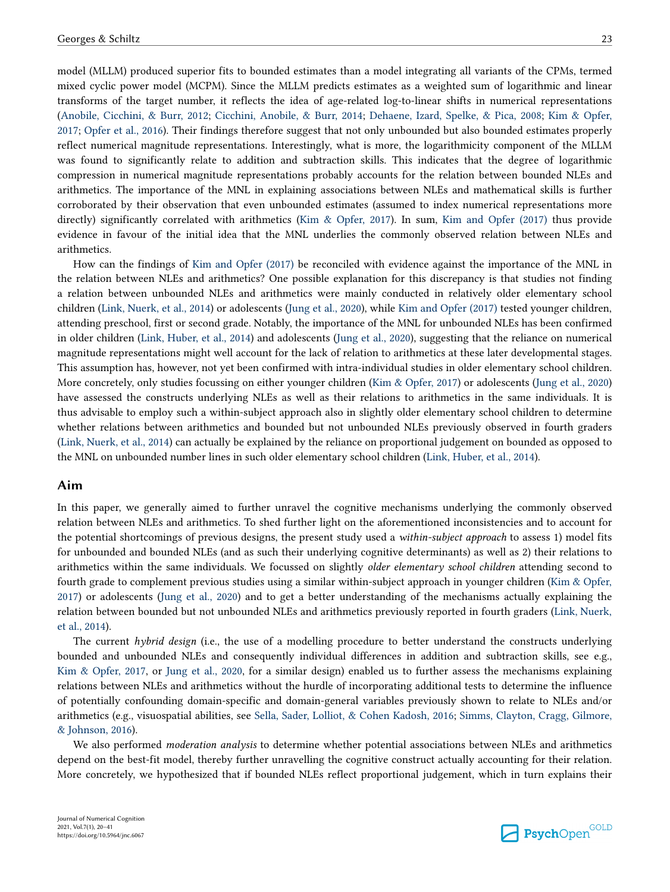model (MLLM) produced superior fits to bounded estimates than a model integrating all variants of the CPMs, termed mixed cyclic power model (MCPM). Since the MLLM predicts estimates as a weighted sum of logarithmic and linear transforms of the target number, it reflects the idea of age-related log-to-linear shifts in numerical representations (Anobile, Cicchini, & Burr, 2012; Cicchini, Anobile, & Burr, 2014; Dehaene, Izard, Spelke, & Pica, 2008; Kim & Opfer, 2017; Opfer et al., 2016). Their findings therefore suggest that not only unbounded but also bounded estimates properly reflect numerical magnitude representations. Interestingly, what is more, the logarithmicity component of the MLLM was found to significantly relate to addition and subtraction skills. This indicates that the degree of logarithmic compression in numerical magnitude representations probably accounts for the relation between bounded NLEs and arithmetics. The importance of the MNL in explaining associations between NLEs and mathematical skills is further corroborated by their observation that even unbounded estimates (assumed to index numerical representations more directly) significantly correlated with arithmetics (Kim & Opfer, 2017). In sum, Kim and Opfer (2017) thus provide evidence in favour of the initial idea that the MNL underlies the commonly observed relation between NLEs and arithmetics.

How can the findings of Kim and Opfer (2017) be reconciled with evidence against the importance of the MNL in the relation between NLEs and arithmetics? One possible explanation for this discrepancy is that studies not finding a relation between unbounded NLEs and arithmetics were mainly conducted in relatively older elementary school children (Link, Nuerk, et al., 2014) or adolescents (Jung et al., 2020), while Kim and Opfer (2017) tested younger children, attending preschool, first or second grade. Notably, the importance of the MNL for unbounded NLEs has been confirmed in older children (Link, Huber, et al., 2014) and adolescents (Jung et al., 2020), suggesting that the reliance on numerical magnitude representations might well account for the lack of relation to arithmetics at these later developmental stages. This assumption has, however, not yet been confirmed with intra-individual studies in older elementary school children. More concretely, only studies focussing on either younger children (Kim & Opfer, 2017) or adolescents (Jung et al., 2020) have assessed the constructs underlying NLEs as well as their relations to arithmetics in the same individuals. It is thus advisable to employ such a within-subject approach also in slightly older elementary school children to determine whether relations between arithmetics and bounded but not unbounded NLEs previously observed in fourth graders (Link, Nuerk, et al., 2014) can actually be explained by the reliance on proportional judgement on bounded as opposed to the MNL on unbounded number lines in such older elementary school children (Link, Huber, et al., 2014).

## Aim

In this paper, we generally aimed to further unravel the cognitive mechanisms underlying the commonly observed relation between NLEs and arithmetics. To shed further light on the aforementioned inconsistencies and to account for the potential shortcomings of previous designs, the present study used a *within-subject approach* to assess 1) model fits for unbounded and bounded NLEs (and as such their underlying cognitive determinants) as well as 2) their relations to arithmetics within the same individuals. We focussed on slightly *older elementary school children* attending second to fourth grade to complement previous studies using a similar within-subject approach in younger children (Kim & Opfer, 2017) or adolescents (Jung et al., 2020) and to get a better understanding of the mechanisms actually explaining the relation between bounded but not unbounded NLEs and arithmetics previously reported in fourth graders (Link, Nuerk, et al., 2014).

The current *hybrid design* (i.e., the use of a modelling procedure to better understand the constructs underlying bounded and unbounded NLEs and consequently individual differences in addition and subtraction skills, see e.g., Kim & Opfer, 2017, or Jung et al., 2020, for a similar design) enabled us to further assess the mechanisms explaining relations between NLEs and arithmetics without the hurdle of incorporating additional tests to determine the influence of potentially confounding domain-specific and domain-general variables previously shown to relate to NLEs and/or arithmetics (e.g., visuospatial abilities, see Sella, Sader, Lolliot, & Cohen Kadosh, 2016; Simms, Clayton, Cragg, Gilmore, & Johnson, 2016).

We also performed *moderation analysis* to determine whether potential associations between NLEs and arithmetics depend on the best-fit model, thereby further unravelling the cognitive construct actually accounting for their relation. More concretely, we hypothesized that if bounded NLEs reflect proportional judgement, which in turn explains their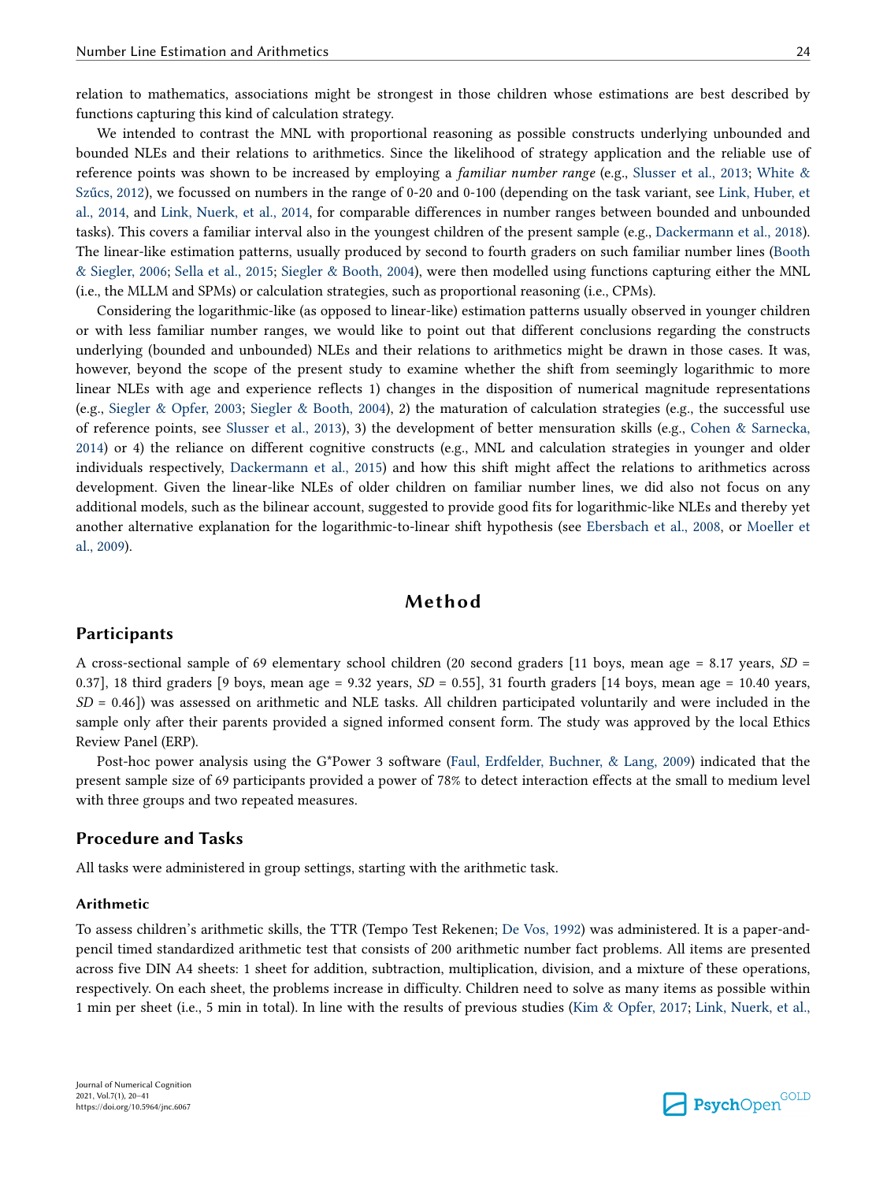relation to mathematics, associations might be strongest in those children whose estimations are best described by functions capturing this kind of calculation strategy.

We intended to contrast the MNL with proportional reasoning as possible constructs underlying unbounded and bounded NLEs and their relations to arithmetics. Since the likelihood of strategy application and the reliable use of reference points was shown to be increased by employing a *familiar number range* (e.g., Slusser et al., 2013; White & Szűcs, 2012), we focussed on numbers in the range of 0-20 and 0-100 (depending on the task variant, see Link, Huber, et al., 2014, and Link, Nuerk, et al., 2014, for comparable differences in number ranges between bounded and unbounded tasks). This covers a familiar interval also in the youngest children of the present sample (e.g., Dackermann et al., 2018). The linear-like estimation patterns, usually produced by second to fourth graders on such familiar number lines (Booth & Siegler, 2006; Sella et al., 2015; Siegler & Booth, 2004), were then modelled using functions capturing either the MNL (i.e., the MLLM and SPMs) or calculation strategies, such as proportional reasoning (i.e., CPMs).

Considering the logarithmic-like (as opposed to linear-like) estimation patterns usually observed in younger children or with less familiar number ranges, we would like to point out that different conclusions regarding the constructs underlying (bounded and unbounded) NLEs and their relations to arithmetics might be drawn in those cases. It was, however, beyond the scope of the present study to examine whether the shift from seemingly logarithmic to more linear NLEs with age and experience reflects 1) changes in the disposition of numerical magnitude representations (e.g., Siegler & Opfer, 2003; Siegler & Booth, 2004), 2) the maturation of calculation strategies (e.g., the successful use of reference points, see Slusser et al., 2013), 3) the development of better mensuration skills (e.g., Cohen & Sarnecka, 2014) or 4) the reliance on different cognitive constructs (e.g., MNL and calculation strategies in younger and older individuals respectively, Dackermann et al., 2015) and how this shift might affect the relations to arithmetics across development. Given the linear-like NLEs of older children on familiar number lines, we did also not focus on any additional models, such as the bilinear account, suggested to provide good fits for logarithmic-like NLEs and thereby yet another alternative explanation for the logarithmic-to-linear shift hypothesis (see Ebersbach et al., 2008, or Moeller et al., 2009).

# Method

## Participants

A cross-sectional sample of 69 elementary school children (20 second graders [11 boys, mean age = 8.17 years, *SD* = 0.37], 18 third graders [9 boys, mean age = 9.32 years, *SD* = 0.55], 31 fourth graders [14 boys, mean age = 10.40 years, *SD* = 0.46]) was assessed on arithmetic and NLE tasks. All children participated voluntarily and were included in the sample only after their parents provided a signed informed consent form. The study was approved by the local Ethics Review Panel (ERP).

Post-hoc power analysis using the G*Power 3 software (Faul, Erdfelder, Buchner, & Lang, 2009) indicated that the present sample size of 69 participants provided a power of 78% to detect interaction effects at the small to medium level with three groups and two repeated measures.

## Procedure and Tasks

All tasks were administered in group settings, starting with the arithmetic task.

### Arithmetic

To assess children's arithmetic skills, the TTR (Tempo Test Rekenen; De Vos, 1992) was administered. It is a paper-and-pencil timed standardized arithmetic test that consists of 200 arithmetic number fact problems. All items are presented across five DIN A4 sheets: 1 sheet for addition, subtraction, multiplication, division, and a mixture of these operations, respectively. On each sheet, the problems increase in difficulty. Children need to solve as many items as possible within 1 min per sheet (i.e., 5 min in total). In line with the results of previous studies (Kim & Opfer, 2017; Link, Nuerk, et al.,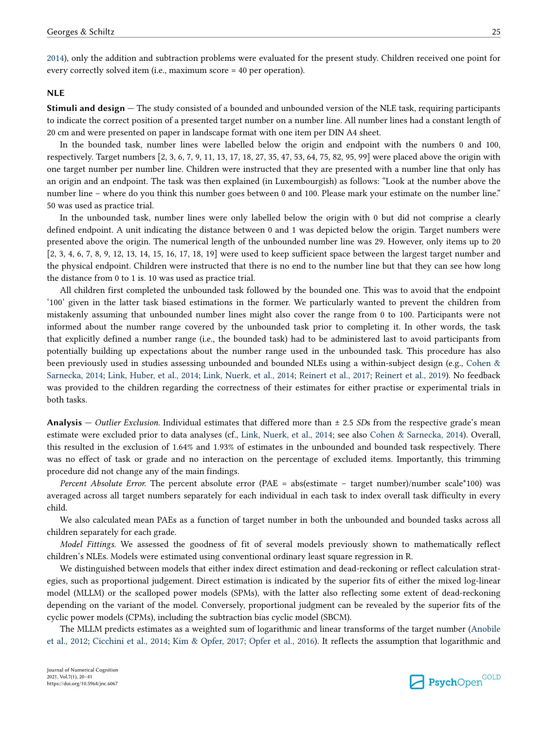2014), only the addition and subtraction problems were evaluated for the present study. Children received one point for every correctly solved item (i.e., maximum score = 40 per operation).

### NLE

**Stimuli and design** — The study consisted of a bounded and unbounded version of the NLE task, requiring participants to indicate the correct position of a presented target number on a number line. All number lines had a constant length of 20 cm and were presented on paper in landscape format with one item per DIN A4 sheet.

In the bounded task, number lines were labelled below the origin and endpoint with the numbers 0 and 100, respectively. Target numbers [2, 3, 6, 7, 9, 11, 13, 17, 18, 27, 35, 47, 53, 64, 75, 82, 95, 99] were placed above the origin with one target number per number line. Children were instructed that they are presented with a number line that only has an origin and an endpoint. The task was then explained (in Luxembourgish) as follows: "Look at the number above the number line – where do you think this number goes between 0 and 100. Please mark your estimate on the number line." 50 was used as practice trial.

In the unbounded task, number lines were only labelled below the origin with 0 but did not comprise a clearly defined endpoint. A unit indicating the distance between 0 and 1 was depicted below the origin. Target numbers were presented above the origin. The numerical length of the unbounded number line was 29. However, only items up to 20 [2, 3, 4, 6, 7, 8, 9, 12, 13, 14, 15, 16, 17, 18, 19] were used to keep sufficient space between the largest target number and the physical endpoint. Children were instructed that there is no end to the number line but that they can see how long the distance from 0 to 1 is. 10 was used as practice trial.

All children first completed the unbounded task followed by the bounded one. This was to avoid that the endpoint '100' given in the latter task biased estimations in the former. We particularly wanted to prevent the children from mistakenly assuming that unbounded number lines might also cover the range from 0 to 100. Participants were not informed about the number range covered by the unbounded task prior to completing it. In other words, the task that explicitly defined a number range (i.e., the bounded task) had to be administered last to avoid participants from potentially building up expectations about the number range used in the unbounded task. This procedure has also been previously used in studies assessing unbounded and bounded NLEs using a within-subject design (e.g., Cohen & Sarnecka, 2014; Link, Huber, et al., 2014; Link, Nuerk, et al., 2014; Reinert et al., 2017; Reinert et al., 2019). No feedback was provided to the children regarding the correctness of their estimates for either practise or experimental trials in both tasks.

**Analysis** — *Outlier Exclusion.* Individual estimates that differed more than ± 2.5 *SD*s from the respective grade's mean estimate were excluded prior to data analyses (cf., Link, Nuerk, et al., 2014; see also Cohen & Sarnecka, 2014). Overall, this resulted in the exclusion of 1.64% and 1.93% of estimates in the unbounded and bounded task respectively. There was no effect of task or grade and no interaction on the percentage of excluded items. Importantly, this trimming procedure did not change any of the main findings.

*Percent Absolute Error.* The percent absolute error (PAE = abs(estimate − target number)/number scale*100) was averaged across all target numbers separately for each individual in each task to index overall task difficulty in every child.

We also calculated mean PAEs as a function of target number in both the unbounded and bounded tasks across all children separately for each grade.

*Model Fittings.* We assessed the goodness of fit of several models previously shown to mathematically reflect children's NLEs. Models were estimated using conventional ordinary least square regression in R.

We distinguished between models that either index direct estimation and dead-reckoning or reflect calculation strategies, such as proportional judgement. Direct estimation is indicated by the superior fits of either the mixed log-linear model (MLLM) or the scalloped power models (SPMs), with the latter also reflecting some extent of dead-reckoning depending on the variant of the model. Conversely, proportional judgment can be revealed by the superior fits of the cyclic power models (CPMs), including the subtraction bias cyclic model (SBCM).

The MLLM predicts estimates as a weighted sum of logarithmic and linear transforms of the target number (Anobile et al., 2012; Cicchini et al., 2014; Kim & Opfer, 2017; Opfer et al., 2016). It reflects the assumption that logarithmic and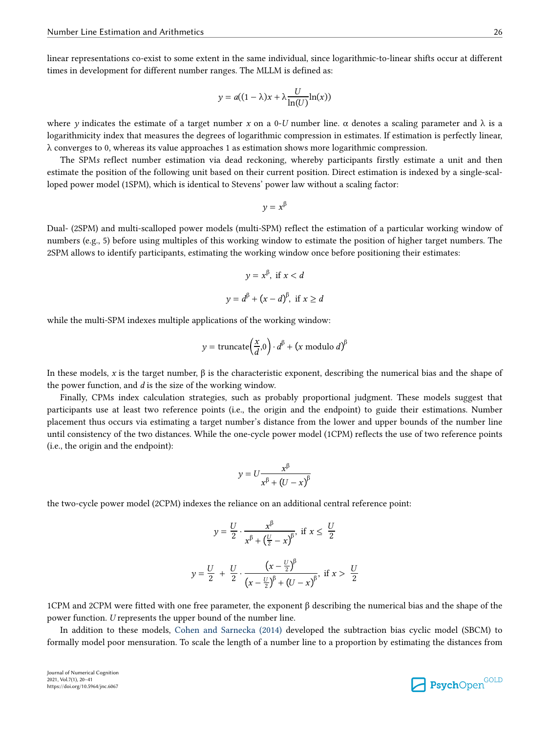linear representations co-exist to some extent in the same individual, since logarithmic-to-linear shifts occur at different times in development for different number ranges. The MLLM is defined as:

$$y = a((1 - \lambda)x + \lambda \frac{U}{\ln(U)} \ln(x))$$

where $y$ indicates the estimate of a target number $x$ on a 0-$U$ number line. α denotes a scaling parameter and λ is a logarithmicity index that measures the degrees of logarithmic compression in estimates. If estimation is perfectly linear, λ converges to 0, whereas its value approaches 1 as estimation shows more logarithmic compression.

The SPM*s* reflect number estimation via dead reckoning, whereby participants firstly estimate a unit and then estimate the position of the following unit based on their current position. Direct estimation is indexed by a single-scalloped power model (1SPM), which is identical to Stevens' power law without a scaling factor:

$$y = x^{\beta}$$

Dual- (2SPM) and multi-scalloped power models (multi-SPM) reflect the estimation of a particular working window of numbers (e.g., 5) before using multiples of this working window to estimate the position of higher target numbers. The 2SPM allows to identify participants, estimating the working window once before positioning their estimates:

$$y = x^{\beta}, \text{ if } x < d$$

$$y = d^{\beta} + (x - d)^{\beta}, \text{ if } x \geq d$$

while the multi-SPM indexes multiple applications of the working window:

$$y = \text{truncate}\left(\frac{x}{d}, 0\right) \cdot d^{\beta} + (x \text{ modulo } d)^{\beta}$$

In these models, $x$ is the target number, β is the characteristic exponent, describing the numerical bias and the shape of the power function, and $d$ is the size of the working window.

Finally, CPMs index calculation strategies, such as probably proportional judgment. These models suggest that participants use at least two reference points (i.e., the origin and the endpoint) to guide their estimations. Number placement thus occurs via estimating a target number's distance from the lower and upper bounds of the number line until consistency of the two distances. While the one-cycle power model (1CPM) reflects the use of two reference points (i.e., the origin and the endpoint):

$$y = U \frac{x^{\beta}}{x^{\beta} + (U - x)^{\beta}}$$

the two-cycle power model (2CPM) indexes the reliance on an additional central reference point:

$$y = \frac{U}{2} \cdot \frac{x^{\beta}}{x^{\beta} + \left(\frac{U}{2} - x\right)^{\beta}}, \text{ if } x \leq \frac{U}{2}$$

$$y = \frac{U}{2} + \frac{U}{2} \cdot \frac{\left(x - \frac{U}{2}\right)^{\beta}}{\left(x - \frac{U}{2}\right)^{\beta} + (U - x)^{\beta}}, \text{ if } x > \frac{U}{2}$$

1CPM and 2CPM were fitted with one free parameter, the exponent β describing the numerical bias and the shape of the power function. $U$ represents the upper bound of the number line.

In addition to these models, Cohen and Sarnecka (2014) developed the subtraction bias cyclic model (SBCM) to formally model poor mensuration. To scale the length of a number line to a proportion by estimating the distances from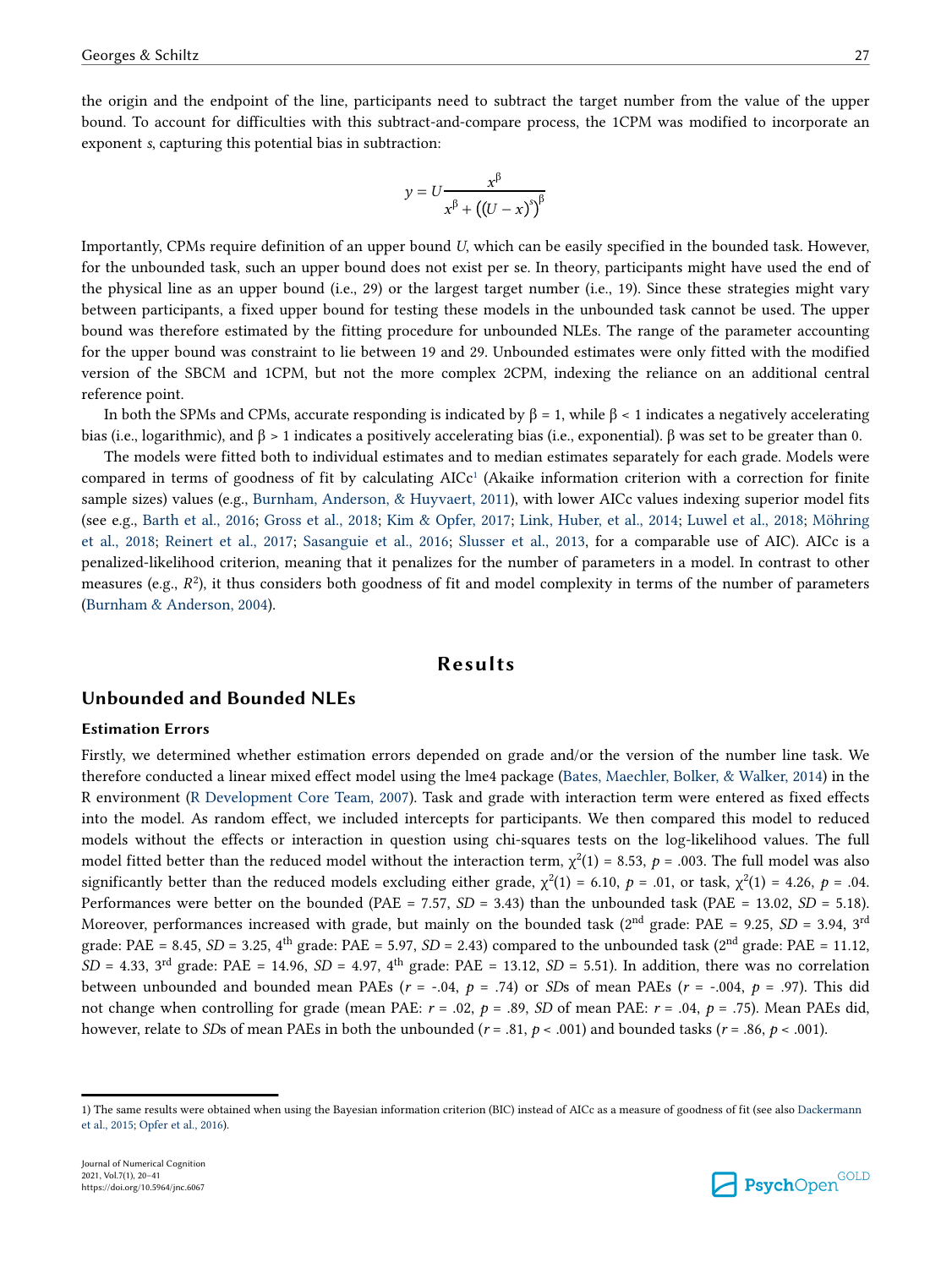the origin and the endpoint of the line, participants need to subtract the target number from the value of the upper bound. To account for difficulties with this subtract-and-compare process, the 1CPM was modified to incorporate an exponent $s$, capturing this potential bias in subtraction:

$$y = U\frac{x^{\beta}}{x^{\beta} + \left((U - x)^{s}\right)^{\beta}}$$

Importantly, CPMs require definition of an upper bound $U$, which can be easily specified in the bounded task. However, for the unbounded task, such an upper bound does not exist per se. In theory, participants might have used the end of the physical line as an upper bound (i.e., 29) or the largest target number (i.e., 19). Since these strategies might vary between participants, a fixed upper bound for testing these models in the unbounded task cannot be used. The upper bound was therefore estimated by the fitting procedure for unbounded NLEs. The range of the parameter accounting for the upper bound was constraint to lie between 19 and 29. Unbounded estimates were only fitted with the modified version of the SBCM and 1CPM, but not the more complex 2CPM, indexing the reliance on an additional central reference point.

In both the SPMs and CPMs, accurate responding is indicated by $\beta = 1$, while $\beta < 1$ indicates a negatively accelerating bias (i.e., logarithmic), and $\beta > 1$ indicates a positively accelerating bias (i.e., exponential). $\beta$ was set to be greater than 0.

The models were fitted both to individual estimates and to median estimates separately for each grade. Models were compared in terms of goodness of fit by calculating AICc[1] (Akaike information criterion with a correction for finite sample sizes) values (e.g., Burnham, Anderson, & Huyvaert, 2011), with lower AICc values indexing superior model fits (see e.g., Barth et al., 2016; Gross et al., 2018; Kim & Opfer, 2017; Link, Huber, et al., 2014; Luwel et al., 2018; Möhring et al., 2018; Reinert et al., 2017; Sasanguie et al., 2016; Slusser et al., 2013, for a comparable use of AIC). AICc is a penalized-likelihood criterion, meaning that it penalizes for the number of parameters in a model. In contrast to other measures (e.g., $R^2$), it thus considers both goodness of fit and model complexity in terms of the number of parameters (Burnham & Anderson, 2004).

# Results

## Unbounded and Bounded NLEs

### Estimation Errors

Firstly, we determined whether estimation errors depended on grade and/or the version of the number line task. We therefore conducted a linear mixed effect model using the lme4 package (Bates, Maechler, Bolker, & Walker, 2014) in the R environment (R Development Core Team, 2007). Task and grade with interaction term were entered as fixed effects into the model. As random effect, we included intercepts for participants. We then compared this model to reduced models without the effects or interaction in question using chi-squares tests on the log-likelihood values. The full model fitted better than the reduced model without the interaction term, $\chi^2(1) = 8.53$, $p = .003$. The full model was also significantly better than the reduced models excluding either grade, $\chi^2(1) = 6.10$, $p = .01$, or task, $\chi^2(1) = 4.26$, $p = .04$. Performances were better on the bounded (PAE = 7.57, *SD* = 3.43) than the unbounded task (PAE = 13.02, *SD* = 5.18). Moreover, performances increased with grade, but mainly on the bounded task (2nd grade: PAE = 9.25, *SD* = 3.94, 3rd grade: PAE = 8.45, *SD* = 3.25, 4th grade: PAE = 5.97, *SD* = 2.43) compared to the unbounded task (2nd grade: PAE = 11.12, *SD* = 4.33, 3rd grade: PAE = 14.96, *SD* = 4.97, 4th grade: PAE = 13.12, *SD* = 5.51). In addition, there was no correlation between unbounded and bounded mean PAEs ($r = -.04$, $p = .74$) or *SD*s of mean PAEs ($r = -.004$, $p = .97$). This did not change when controlling for grade (mean PAE: $r = .02$, $p = .89$, *SD* of mean PAE: $r = .04$, $p = .75$). Mean PAEs did, however, relate to *SD*s of mean PAEs in both the unbounded ($r = .81$, $p < .001$) and bounded tasks ($r = .86$, $p < .001$).

1) The same results were obtained when using the Bayesian information criterion (BIC) instead of AICc as a measure of goodness of fit (see also Dackermann et al., 2015; Opfer et al., 2016).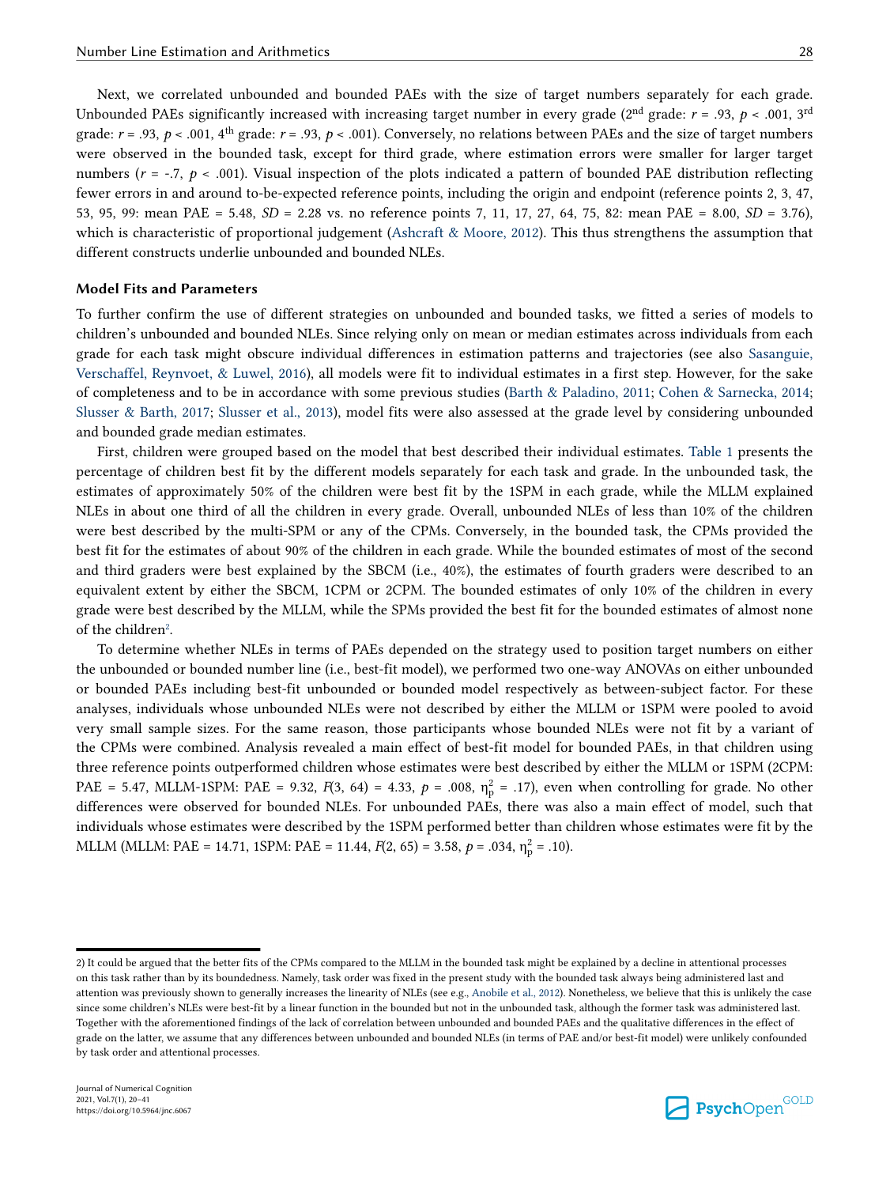Next, we correlated unbounded and bounded PAEs with the size of target numbers separately for each grade. Unbounded PAEs significantly increased with increasing target number in every grade (2nd grade: $r = .93$, $p < .001$, 3rd grade: $r = .93$, $p < .001$, 4th grade: $r = .93$, $p < .001$). Conversely, no relations between PAEs and the size of target numbers were observed in the bounded task, except for third grade, where estimation errors were smaller for larger target numbers ($r = -.7$, $p < .001$). Visual inspection of the plots indicated a pattern of bounded PAE distribution reflecting fewer errors in and around to-be-expected reference points, including the origin and endpoint (reference points 2, 3, 47, 53, 95, 99: mean PAE = 5.48, $SD = 2.28$ vs. no reference points 7, 11, 17, 27, 64, 75, 82: mean PAE = 8.00, $SD = 3.76$), which is characteristic of proportional judgement (Ashcraft & Moore, 2012). This thus strengthens the assumption that different constructs underlie unbounded and bounded NLEs.

### Model Fits and Parameters

To further confirm the use of different strategies on unbounded and bounded tasks, we fitted a series of models to children's unbounded and bounded NLEs. Since relying only on mean or median estimates across individuals from each grade for each task might obscure individual differences in estimation patterns and trajectories (see also Sasanguie, Verschaffel, Reynvoet, & Luwel, 2016), all models were fit to individual estimates in a first step. However, for the sake of completeness and to be in accordance with some previous studies (Barth & Paladino, 2011; Cohen & Sarnecka, 2014; Slusser & Barth, 2017; Slusser et al., 2013), model fits were also assessed at the grade level by considering unbounded and bounded grade median estimates.

First, children were grouped based on the model that best described their individual estimates. Table 1 presents the percentage of children best fit by the different models separately for each task and grade. In the unbounded task, the estimates of approximately 50% of the children were best fit by the 1SPM in each grade, while the MLLM explained NLEs in about one third of all the children in every grade. Overall, unbounded NLEs of less than 10% of the children were best described by the multi-SPM or any of the CPMs. Conversely, in the bounded task, the CPMs provided the best fit for the estimates of about 90% of the children in each grade. While the bounded estimates of most of the second and third graders were best explained by the SBCM (i.e., 40%), the estimates of fourth graders were described to an equivalent extent by either the SBCM, 1CPM or 2CPM. The bounded estimates of only 10% of the children in every grade were best described by the MLLM, while the SPMs provided the best fit for the bounded estimates of almost none of the children[2].

To determine whether NLEs in terms of PAEs depended on the strategy used to position target numbers on either the unbounded or bounded number line (i.e., best-fit model), we performed two one-way ANOVAs on either unbounded or bounded PAEs including best-fit unbounded or bounded model respectively as between-subject factor. For these analyses, individuals whose unbounded NLEs were not described by either the MLLM or 1SPM were pooled to avoid very small sample sizes. For the same reason, those participants whose bounded NLEs were not fit by a variant of the CPMs were combined. Analysis revealed a main effect of best-fit model for bounded PAEs, in that children using three reference points outperformed children whose estimates were best described by either the MLLM or 1SPM (2CPM: PAE = 5.47, MLLM-1SPM: PAE = 9.32, $F(3, 64) = 4.33$, $p = .008$, $\eta_p^2 = .17$), even when controlling for grade. No other differences were observed for bounded NLEs. For unbounded PAEs, there was also a main effect of model, such that individuals whose estimates were described by the 1SPM performed better than children whose estimates were fit by the MLLM (MLLM: PAE = 14.71, 1SPM: PAE = 11.44, $F(2, 65) = 3.58$, $p = .034$, $\eta_p^2 = .10$).

2) It could be argued that the better fits of the CPMs compared to the MLLM in the bounded task might be explained by a decline in attentional processes on this task rather than by its boundedness. Namely, task order was fixed in the present study with the bounded task always being administered last and attention was previously shown to generally increases the linearity of NLEs (see e.g., Anobile et al., 2012). Nonetheless, we believe that this is unlikely the case since some children's NLEs were best-fit by a linear function in the bounded but not in the unbounded task, although the former task was administered last. Together with the aforementioned findings of the lack of correlation between unbounded and bounded PAEs and the qualitative differences in the effect of grade on the latter, we assume that any differences between unbounded and bounded NLEs (in terms of PAE and/or best-fit model) were unlikely confounded by task order and attentional processes.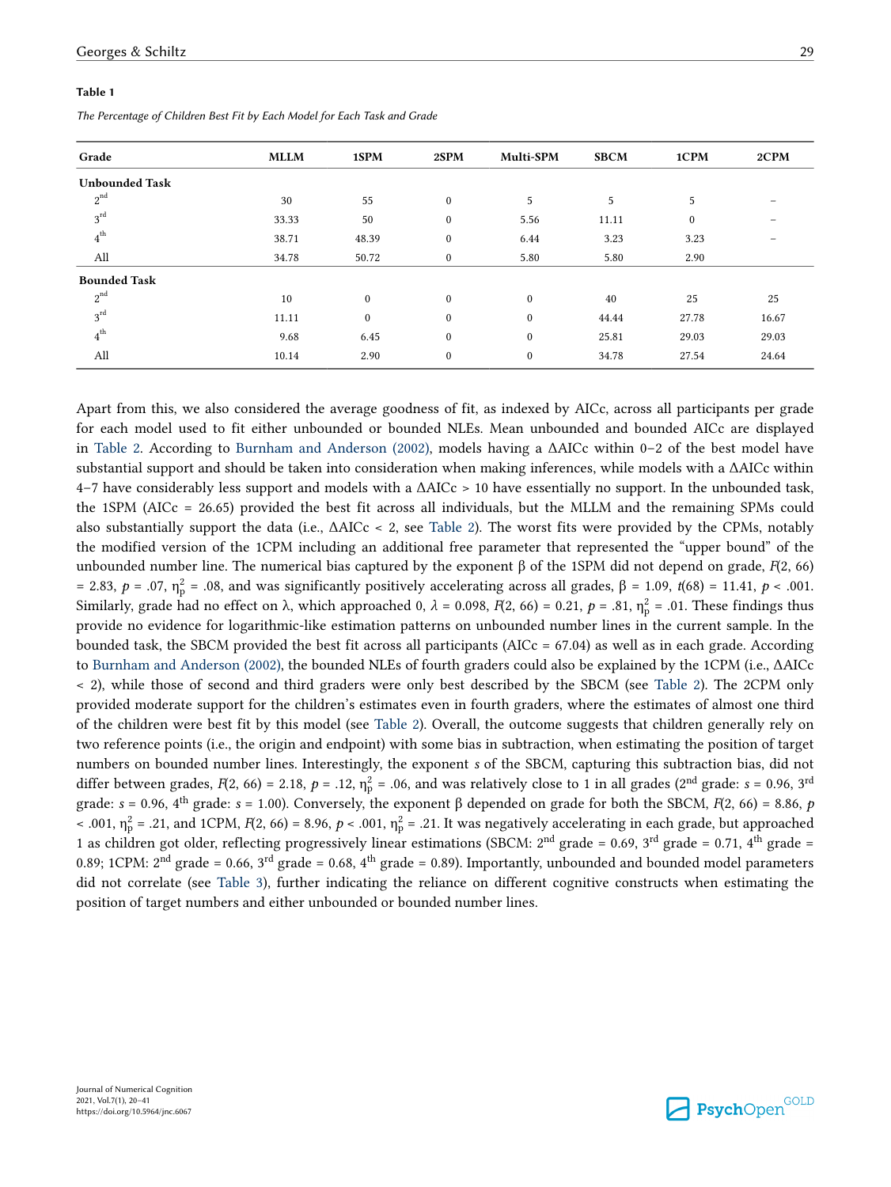**Table 1**

*The Percentage of Children Best Fit by Each Model for Each Task and Grade*

| Grade | MLLM | 1SPM | 2SPM | Multi-SPM | SBCM | 1CPM | 2CPM |
|---|---|---|---|---|---|---|---|
| **Unbounded Task** | | | | | | | |
| 2nd | 30 | 55 | 0 | 5 | 5 | 5 | – |
| 3rd | 33.33 | 50 | 0 | 5.56 | 11.11 | 0 | – |
| 4th | 38.71 | 48.39 | 0 | 6.44 | 3.23 | 3.23 | – |
| All | 34.78 | 50.72 | 0 | 5.80 | 5.80 | 2.90 | |
| **Bounded Task** | | | | | | | |
| 2nd | 10 | 0 | 0 | 0 | 40 | 25 | 25 |
| 3rd | 11.11 | 0 | 0 | 0 | 44.44 | 27.78 | 16.67 |
| 4th | 9.68 | 6.45 | 0 | 0 | 25.81 | 29.03 | 29.03 |
| All | 10.14 | 2.90 | 0 | 0 | 34.78 | 27.54 | 24.64 |

Apart from this, we also considered the average goodness of fit, as indexed by AICc, across all participants per grade for each model used to fit either unbounded or bounded NLEs. Mean unbounded and bounded AICc are displayed in Table 2. According to Burnham and Anderson (2002), models having a ΔAICc within 0–2 of the best model have substantial support and should be taken into consideration when making inferences, while models with a ΔAICc within 4–7 have considerably less support and models with a ΔAICc > 10 have essentially no support. In the unbounded task, the 1SPM (AICc = 26.65) provided the best fit across all individuals, but the MLLM and the remaining SPMs could also substantially support the data (i.e., ΔAICc < 2, see Table 2). The worst fits were provided by the CPMs, notably the modified version of the 1CPM including an additional free parameter that represented the "upper bound" of the unbounded number line. The numerical bias captured by the exponent β of the 1SPM did not depend on grade, $F(2, 66) = 2.83$, $p = .07$, $\eta_p^2 = .08$, and was significantly positively accelerating across all grades, $\beta = 1.09$, $t(68) = 11.41$, $p < .001$. Similarly, grade had no effect on λ, which approached 0, $\lambda = 0.098$, $F(2, 66) = 0.21$, $p = .81$, $\eta_p^2 = .01$. These findings thus provide no evidence for logarithmic-like estimation patterns on unbounded number lines in the current sample. In the bounded task, the SBCM provided the best fit across all participants (AICc = 67.04) as well as in each grade. According to Burnham and Anderson (2002), the bounded NLEs of fourth graders could also be explained by the 1CPM (i.e., ΔAICc < 2), while those of second and third graders were only best described by the SBCM (see Table 2). The 2CPM only provided moderate support for the children's estimates even in fourth graders, where the estimates of almost one third of the children were best fit by this model (see Table 2). Overall, the outcome suggests that children generally rely on two reference points (i.e., the origin and endpoint) with some bias in subtraction, when estimating the position of target numbers on bounded number lines. Interestingly, the exponent *s* of the SBCM, capturing this subtraction bias, did not differ between grades, $F(2, 66) = 2.18$, $p = .12$, $\eta_p^2 = .06$, and was relatively close to 1 in all grades (2nd grade: $s = 0.96$, 3rd grade: $s = 0.96$, 4th grade: $s = 1.00$). Conversely, the exponent β depended on grade for both the SBCM, $F(2, 66) = 8.86$, $p < .001$, $\eta_p^2 = .21$, and 1CPM, $F(2, 66) = 8.96$, $p < .001$, $\eta_p^2 = .21$. It was negatively accelerating in each grade, but approached 1 as children got older, reflecting progressively linear estimations (SBCM: 2nd grade = 0.69, 3rd grade = 0.71, 4th grade = 0.89; 1CPM: 2nd grade = 0.66, 3rd grade = 0.68, 4th grade = 0.89). Importantly, unbounded and bounded model parameters did not correlate (see Table 3), further indicating the reliance on different cognitive constructs when estimating the position of target numbers and either unbounded or bounded number lines.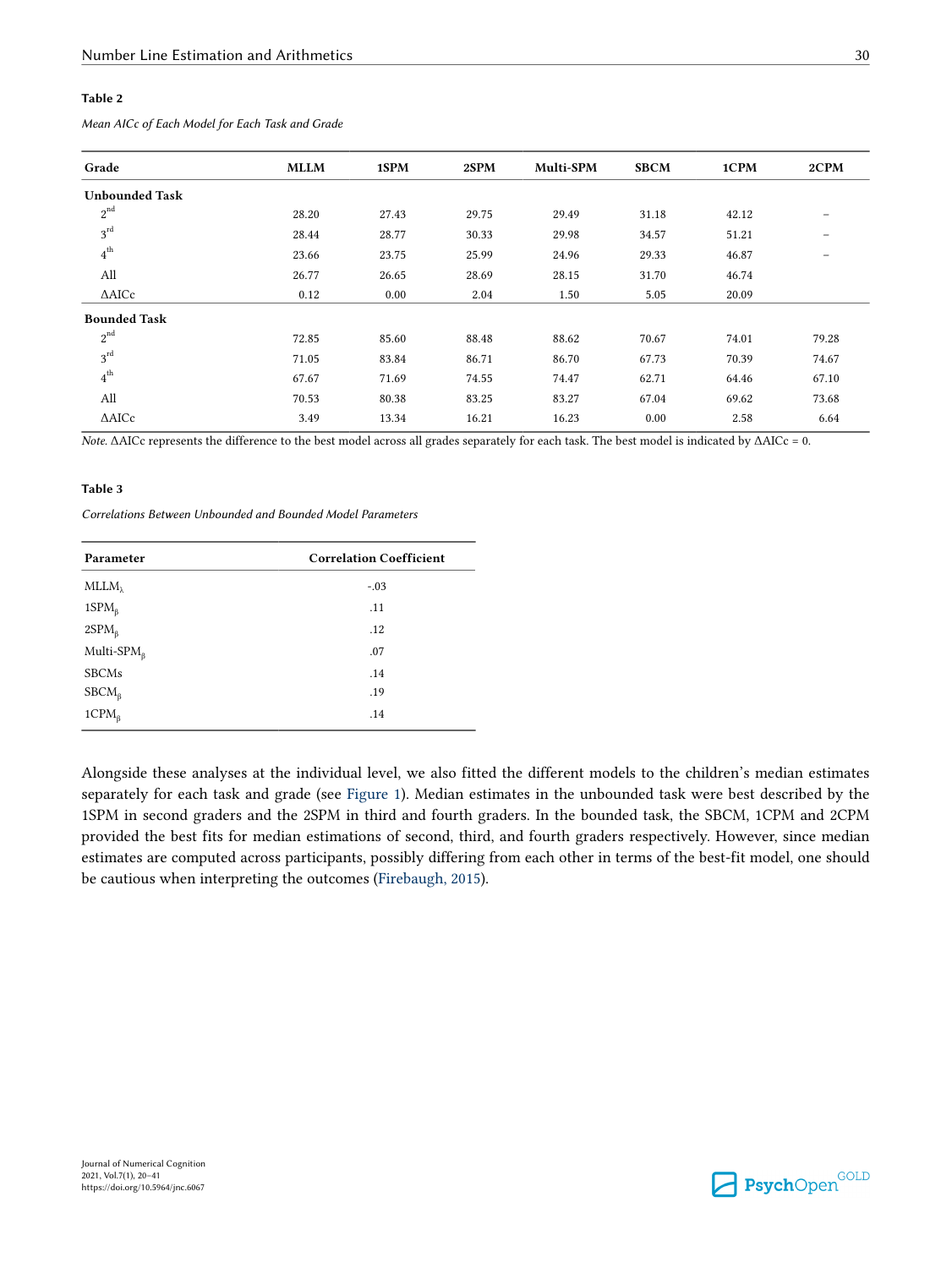**Table 2**

*Mean AICc of Each Model for Each Task and Grade*

| Grade | MLLM | 1SPM | 2SPM | Multi-SPM | SBCM | 1CPM | 2CPM |
|---|---|---|---|---|---|---|---|
| **Unbounded Task** | | | | | | | |
| 2nd | 28.20 | 27.43 | 29.75 | 29.49 | 31.18 | 42.12 | – |
| 3rd | 28.44 | 28.77 | 30.33 | 29.98 | 34.57 | 51.21 | – |
| 4th | 23.66 | 23.75 | 25.99 | 24.96 | 29.33 | 46.87 | – |
| All | 26.77 | 26.65 | 28.69 | 28.15 | 31.70 | 46.74 | |
| ΔAICc | 0.12 | 0.00 | 2.04 | 1.50 | 5.05 | 20.09 | |
| **Bounded Task** | | | | | | | |
| 2nd | 72.85 | 85.60 | 88.48 | 88.62 | 70.67 | 74.01 | 79.28 |
| 3rd | 71.05 | 83.84 | 86.71 | 86.70 | 67.73 | 70.39 | 74.67 |
| 4th | 67.67 | 71.69 | 74.55 | 74.47 | 62.71 | 64.46 | 67.10 |
| All | 70.53 | 80.38 | 83.25 | 83.27 | 67.04 | 69.62 | 73.68 |
| ΔAICc | 3.49 | 13.34 | 16.21 | 16.23 | 0.00 | 2.58 | 6.64 |

*Note.* ΔAICc represents the difference to the best model across all grades separately for each task. The best model is indicated by ΔAICc = 0.

**Table 3**

*Correlations Between Unbounded and Bounded Model Parameters*

| Parameter | Correlation Coefficient |
|---|---|
| $MLLM_{\lambda}$ | -.03 |
| $1SPM_{\beta}$ | .11 |
| $2SPM_{\beta}$ | .12 |
| Multi-$SPM_{\beta}$ | .07 |
| SBCMs | .14 |
| $SBCM_{\beta}$ | .19 |
| $1CPM_{\beta}$ | .14 |

Alongside these analyses at the individual level, we also fitted the different models to the children's median estimates separately for each task and grade (see Figure 1). Median estimates in the unbounded task were best described by the 1SPM in second graders and the 2SPM in third and fourth graders. In the bounded task, the SBCM, 1CPM and 2CPM provided the best fits for median estimations of second, third, and fourth graders respectively. However, since median estimates are computed across participants, possibly differing from each other in terms of the best-fit model, one should be cautious when interpreting the outcomes (Firebaugh, 2015).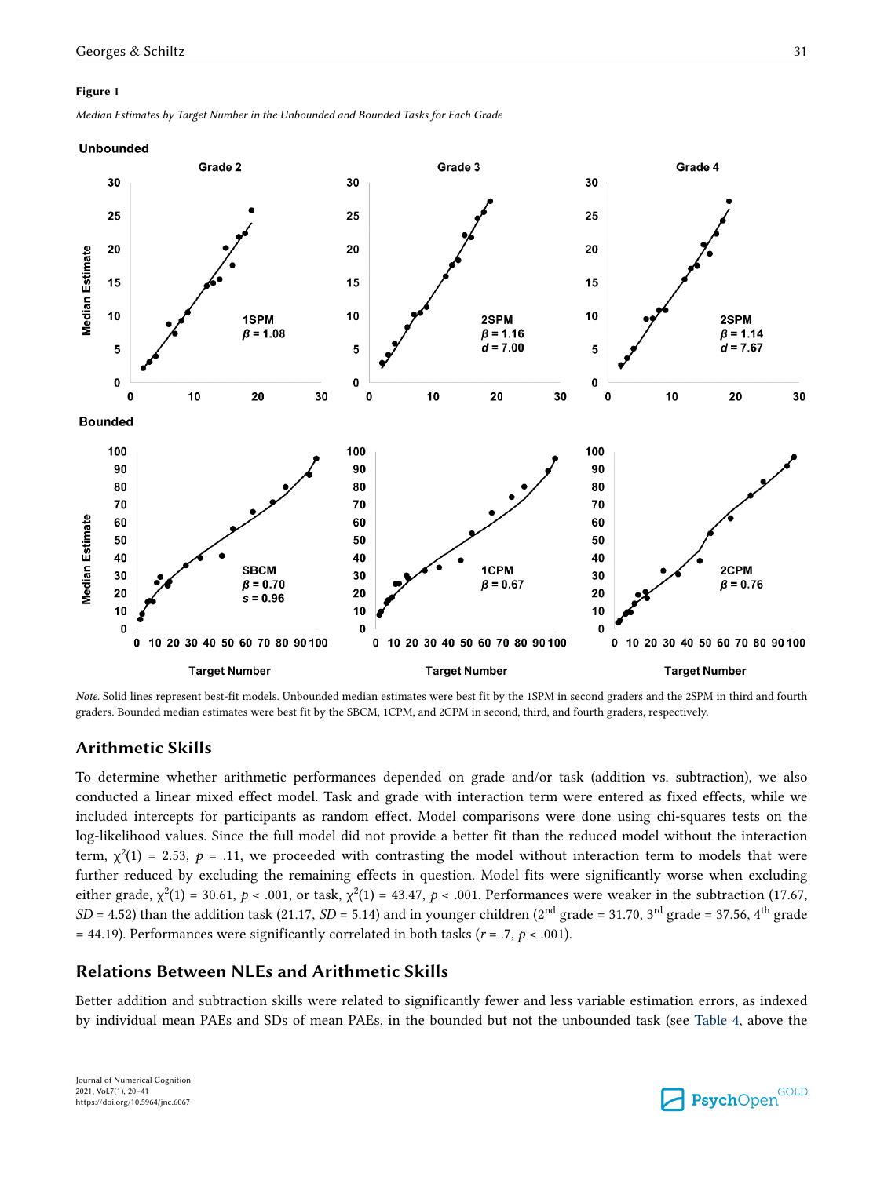**Figure 1**

*Median Estimates by Target Number in the Unbounded and Bounded Tasks for Each Grade*

*Note.* Solid lines represent best-fit models. Unbounded median estimates were best fit by the 1SPM in second graders and the 2SPM in third and fourth graders. Bounded median estimates were best fit by the SBCM, 1CPM, and 2CPM in second, third, and fourth graders, respectively.

## Arithmetic Skills

To determine whether arithmetic performances depended on grade and/or task (addition vs. subtraction), we also conducted a linear mixed effect model. Task and grade with interaction term were entered as fixed effects, while we included intercepts for participants as random effect. Model comparisons were done using chi-squares tests on the log-likelihood values. Since the full model did not provide a better fit than the reduced model without the interaction term, $\chi^2(1) = 2.53$, $p = .11$, we proceeded with contrasting the model without interaction term to models that were further reduced by excluding the remaining effects in question. Model fits were significantly worse when excluding either grade, $\chi^2(1) = 30.61$, $p < .001$, or task, $\chi^2(1) = 43.47$, $p < .001$. Performances were weaker in the subtraction (17.67, *SD* = 4.52) than the addition task (21.17, *SD* = 5.14) and in younger children (2nd grade = 31.70, 3rd grade = 37.56, 4th grade = 44.19). Performances were significantly correlated in both tasks ($r = .7$, $p < .001$).

## Relations Between NLEs and Arithmetic Skills

Better addition and subtraction skills were related to significantly fewer and less variable estimation errors, as indexed by individual mean PAEs and SDs of mean PAEs, in the bounded but not the unbounded task (see Table 4, above the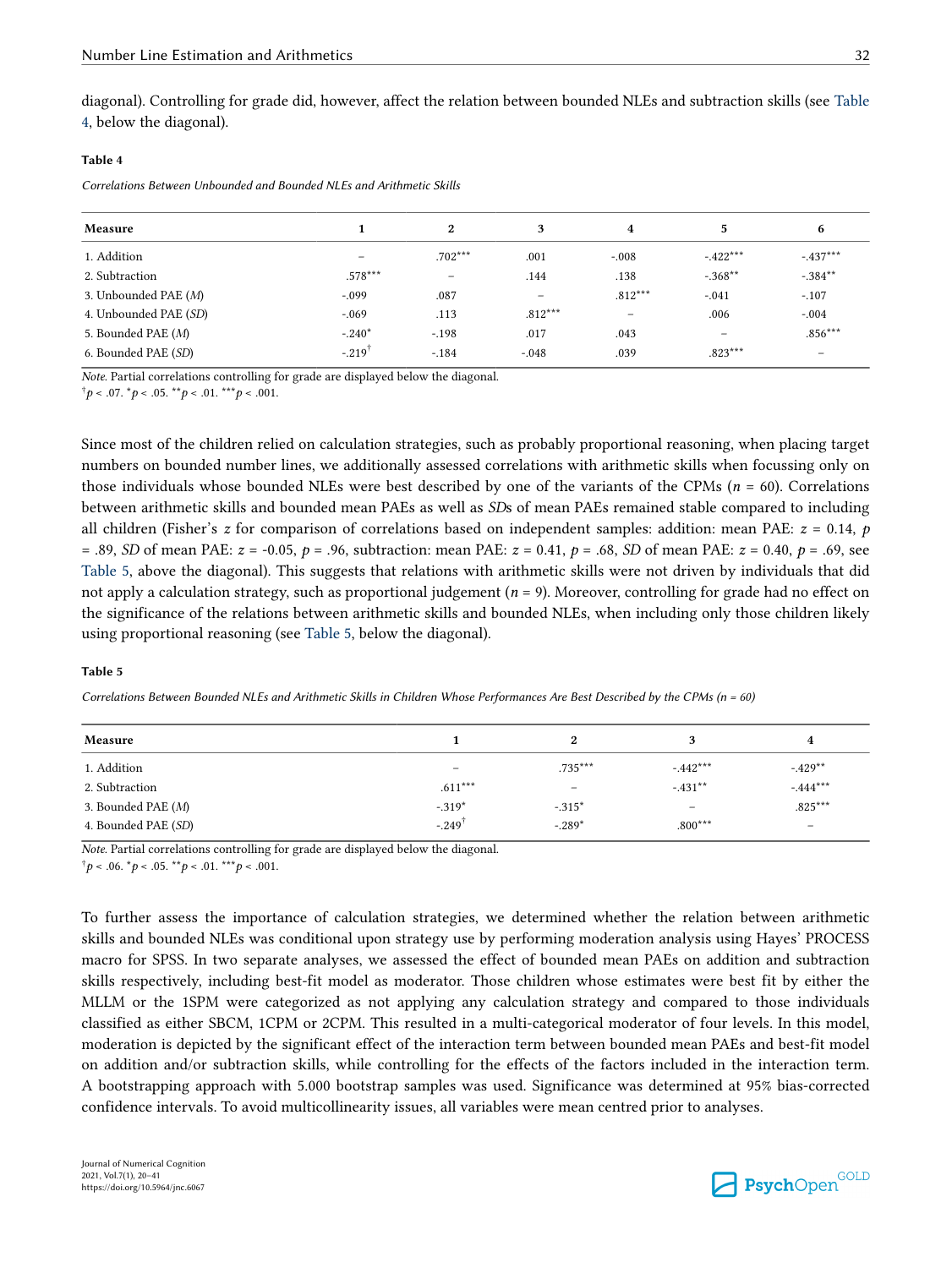diagonal). Controlling for grade did, however, affect the relation between bounded NLEs and subtraction skills (see Table 4, below the diagonal).

**Table 4**

*Correlations Between Unbounded and Bounded NLEs and Arithmetic Skills*

| Measure | 1 | 2 | 3 | 4 | 5 | 6 |
|---|---|---|---|---|---|---|
| 1. Addition | – | .702*** | .001 | -.008 | -.422*** | -.437*** |
| 2. Subtraction | .578*** | – | .144 | .138 | -.368** | -.384** |
| 3. Unbounded PAE (*M*) | -.099 | .087 | – | .812*** | -.041 | -.107 |
| 4. Unbounded PAE (*SD*) | -.069 | .113 | .812*** | – | .006 | -.004 |
| 5. Bounded PAE (*M*) | -.240* | -.198 | .017 | .043 | – | .856*** |
| 6. Bounded PAE (*SD*) | -.219† | -.184 | -.048 | .039 | .823*** | – |

*Note.* Partial correlations controlling for grade are displayed below the diagonal.
†$p < .07$. *$p < .05$. **$p < .01$. ***$p < .001$.

Since most of the children relied on calculation strategies, such as probably proportional reasoning, when placing target numbers on bounded number lines, we additionally assessed correlations with arithmetic skills when focussing only on those individuals whose bounded NLEs were best described by one of the variants of the CPMs ($n = 60$). Correlations between arithmetic skills and bounded mean PAEs as well as *SD*s of mean PAEs remained stable compared to including all children (Fisher's $z$ for comparison of correlations based on independent samples: addition: mean PAE: $z = 0.14$, $p = .89$, *SD* of mean PAE: $z = -0.05$, $p = .96$, subtraction: mean PAE: $z = 0.41$, $p = .68$, *SD* of mean PAE: $z = 0.40$, $p = .69$, see Table 5, above the diagonal). This suggests that relations with arithmetic skills were not driven by individuals that did not apply a calculation strategy, such as proportional judgement ($n = 9$). Moreover, controlling for grade had no effect on the significance of the relations between arithmetic skills and bounded NLEs, when including only those children likely using proportional reasoning (see Table 5, below the diagonal).

**Table 5**

*Correlations Between Bounded NLEs and Arithmetic Skills in Children Whose Performances Are Best Described by the CPMs (n = 60)*

| Measure | 1 | 2 | 3 | 4 |
|---|---|---|---|---|
| 1. Addition | – | .735*** | -.442*** | -.429** |
| 2. Subtraction | .611*** | – | -.431** | -.444*** |
| 3. Bounded PAE (*M*) | -.319* | -.315* | – | .825*** |
| 4. Bounded PAE (*SD*) | -.249† | -.289* | .800*** | – |

*Note.* Partial correlations controlling for grade are displayed below the diagonal.
†$p < .06$. *$p < .05$. **$p < .01$. ***$p < .001$.

To further assess the importance of calculation strategies, we determined whether the relation between arithmetic skills and bounded NLEs was conditional upon strategy use by performing moderation analysis using Hayes' PROCESS macro for SPSS. In two separate analyses, we assessed the effect of bounded mean PAEs on addition and subtraction skills respectively, including best-fit model as moderator. Those children whose estimates were best fit by either the MLLM or the 1SPM were categorized as not applying any calculation strategy and compared to those individuals classified as either SBCM, 1CPM or 2CPM. This resulted in a multi-categorical moderator of four levels. In this model, moderation is depicted by the significant effect of the interaction term between bounded mean PAEs and best-fit model on addition and/or subtraction skills, while controlling for the effects of the factors included in the interaction term. A bootstrapping approach with 5.000 bootstrap samples was used. Significance was determined at 95% bias-corrected confidence intervals. To avoid multicollinearity issues, all variables were mean centred prior to analyses.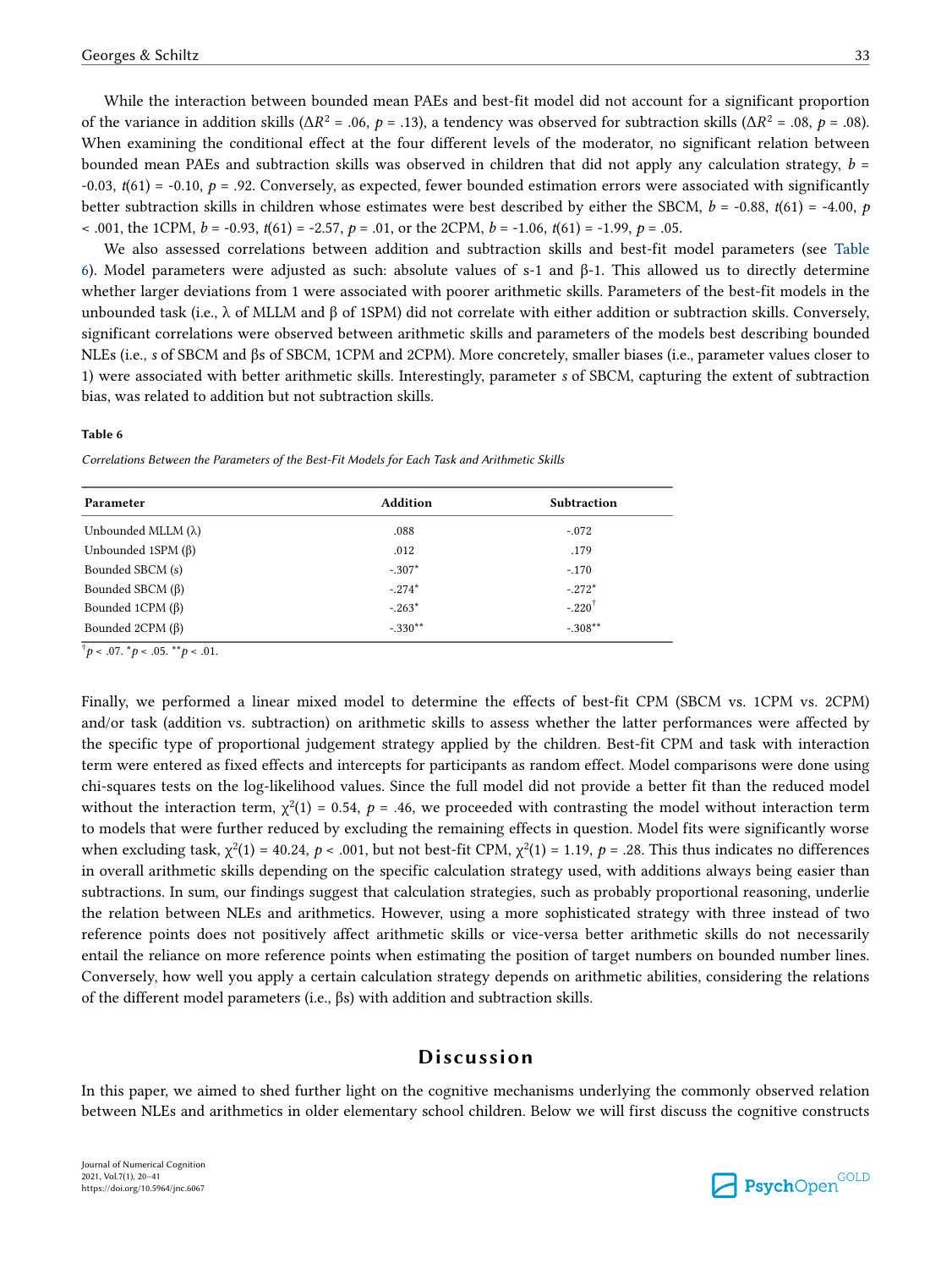While the interaction between bounded mean PAEs and best-fit model did not account for a significant proportion of the variance in addition skills ($\Delta R^2$ = .06, *p* = .13), a tendency was observed for subtraction skills ($\Delta R^2$ = .08, *p* = .08). When examining the conditional effect at the four different levels of the moderator, no significant relation between bounded mean PAEs and subtraction skills was observed in children that did not apply any calculation strategy, *b* = -0.03, *t*(61) = -0.10, *p* = .92. Conversely, as expected, fewer bounded estimation errors were associated with significantly better subtraction skills in children whose estimates were best described by either the SBCM, *b* = -0.88, *t*(61) = -4.00, *p* < .001, the 1CPM, *b* = -0.93, *t*(61) = -2.57, *p* = .01, or the 2CPM, *b* = -1.06, *t*(61) = -1.99, *p* = .05.

We also assessed correlations between addition and subtraction skills and best-fit model parameters (see Table 6). Model parameters were adjusted as such: absolute values of s-1 and β-1. This allowed us to directly determine whether larger deviations from 1 were associated with poorer arithmetic skills. Parameters of the best-fit models in the unbounded task (i.e., λ of MLLM and β of 1SPM) did not correlate with either addition or subtraction skills. Conversely, significant correlations were observed between arithmetic skills and parameters of the models best describing bounded NLEs (i.e., *s* of SBCM and βs of SBCM, 1CPM and 2CPM). More concretely, smaller biases (i.e., parameter values closer to 1) were associated with better arithmetic skills. Interestingly, parameter *s* of SBCM, capturing the extent of subtraction bias, was related to addition but not subtraction skills.

**Table 6**

*Correlations Between the Parameters of the Best-Fit Models for Each Task and Arithmetic Skills*

| Parameter | Addition | Subtraction |
|---|---|---|
| Unbounded MLLM (λ) | .088 | -.072 |
| Unbounded 1SPM (β) | .012 | .179 |
| Bounded SBCM (s) | -.307* | -.170 |
| Bounded SBCM (β) | -.274* | -.272* |
| Bounded 1CPM (β) | -.263* | -.220† |
| Bounded 2CPM (β) | -.330** | -.308** |

†*p* < .07. **p* < .05. ***p* < .01.

Finally, we performed a linear mixed model to determine the effects of best-fit CPM (SBCM vs. 1CPM vs. 2CPM) and/or task (addition vs. subtraction) on arithmetic skills to assess whether the latter performances were affected by the specific type of proportional judgement strategy applied by the children. Best-fit CPM and task with interaction term were entered as fixed effects and intercepts for participants as random effect. Model comparisons were done using chi-squares tests on the log-likelihood values. Since the full model did not provide a better fit than the reduced model without the interaction term, $\chi^2(1)$ = 0.54, *p* = .46, we proceeded with contrasting the model without interaction term to models that were further reduced by excluding the remaining effects in question. Model fits were significantly worse when excluding task, $\chi^2(1)$ = 40.24, *p* < .001, but not best-fit CPM, $\chi^2(1)$ = 1.19, *p* = .28. This thus indicates no differences in overall arithmetic skills depending on the specific calculation strategy used, with additions always being easier than subtractions. In sum, our findings suggest that calculation strategies, such as probably proportional reasoning, underlie the relation between NLEs and arithmetics. However, using a more sophisticated strategy with three instead of two reference points does not positively affect arithmetic skills or vice-versa better arithmetic skills do not necessarily entail the reliance on more reference points when estimating the position of target numbers on bounded number lines. Conversely, how well you apply a certain calculation strategy depends on arithmetic abilities, considering the relations of the different model parameters (i.e., βs) with addition and subtraction skills.

## Discussion

In this paper, we aimed to shed further light on the cognitive mechanisms underlying the commonly observed relation between NLEs and arithmetics in older elementary school children. Below we will first discuss the cognitive constructs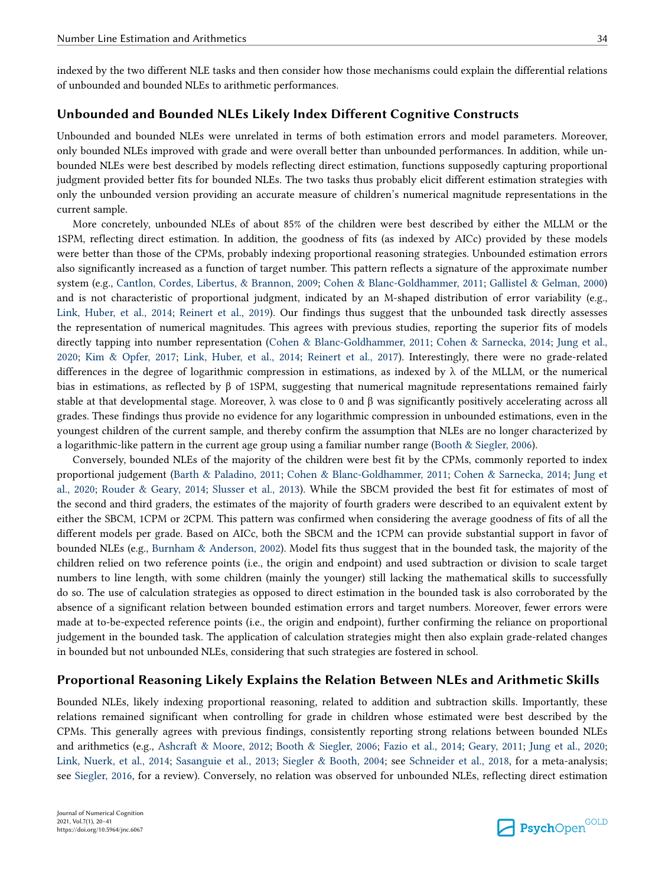indexed by the two different NLE tasks and then consider how those mechanisms could explain the differential relations of unbounded and bounded NLEs to arithmetic performances.

## Unbounded and Bounded NLEs Likely Index Different Cognitive Constructs

Unbounded and bounded NLEs were unrelated in terms of both estimation errors and model parameters. Moreover, only bounded NLEs improved with grade and were overall better than unbounded performances. In addition, while unbounded NLEs were best described by models reflecting direct estimation, functions supposedly capturing proportional judgment provided better fits for bounded NLEs. The two tasks thus probably elicit different estimation strategies with only the unbounded version providing an accurate measure of children's numerical magnitude representations in the current sample.

More concretely, unbounded NLEs of about 85% of the children were best described by either the MLLM or the 1SPM, reflecting direct estimation. In addition, the goodness of fits (as indexed by AICc) provided by these models were better than those of the CPMs, probably indexing proportional reasoning strategies. Unbounded estimation errors also significantly increased as a function of target number. This pattern reflects a signature of the approximate number system (e.g., Cantlon, Cordes, Libertus, & Brannon, 2009; Cohen & Blanc-Goldhammer, 2011; Gallistel & Gelman, 2000) and is not characteristic of proportional judgment, indicated by an M-shaped distribution of error variability (e.g., Link, Huber, et al., 2014; Reinert et al., 2019). Our findings thus suggest that the unbounded task directly assesses the representation of numerical magnitudes. This agrees with previous studies, reporting the superior fits of models directly tapping into number representation (Cohen & Blanc-Goldhammer, 2011; Cohen & Sarnecka, 2014; Jung et al., 2020; Kim & Opfer, 2017; Link, Huber, et al., 2014; Reinert et al., 2017). Interestingly, there were no grade-related differences in the degree of logarithmic compression in estimations, as indexed by $\lambda$ of the MLLM, or the numerical bias in estimations, as reflected by $\beta$ of 1SPM, suggesting that numerical magnitude representations remained fairly stable at that developmental stage. Moreover, $\lambda$ was close to 0 and $\beta$ was significantly positively accelerating across all grades. These findings thus provide no evidence for any logarithmic compression in unbounded estimations, even in the youngest children of the current sample, and thereby confirm the assumption that NLEs are no longer characterized by a logarithmic-like pattern in the current age group using a familiar number range (Booth & Siegler, 2006).

Conversely, bounded NLEs of the majority of the children were best fit by the CPMs, commonly reported to index proportional judgement (Barth & Paladino, 2011; Cohen & Blanc-Goldhammer, 2011; Cohen & Sarnecka, 2014; Jung et al., 2020; Rouder & Geary, 2014; Slusser et al., 2013). While the SBCM provided the best fit for estimates of most of the second and third graders, the estimates of the majority of fourth graders were described to an equivalent extent by either the SBCM, 1CPM or 2CPM. This pattern was confirmed when considering the average goodness of fits of all the different models per grade. Based on AICc, both the SBCM and the 1CPM can provide substantial support in favor of bounded NLEs (e.g., Burnham & Anderson, 2002). Model fits thus suggest that in the bounded task, the majority of the children relied on two reference points (i.e., the origin and endpoint) and used subtraction or division to scale target numbers to line length, with some children (mainly the younger) still lacking the mathematical skills to successfully do so. The use of calculation strategies as opposed to direct estimation in the bounded task is also corroborated by the absence of a significant relation between bounded estimation errors and target numbers. Moreover, fewer errors were made at to-be-expected reference points (i.e., the origin and endpoint), further confirming the reliance on proportional judgement in the bounded task. The application of calculation strategies might then also explain grade-related changes in bounded but not unbounded NLEs, considering that such strategies are fostered in school.

## Proportional Reasoning Likely Explains the Relation Between NLEs and Arithmetic Skills

Bounded NLEs, likely indexing proportional reasoning, related to addition and subtraction skills. Importantly, these relations remained significant when controlling for grade in children whose estimated were best described by the CPMs. This generally agrees with previous findings, consistently reporting strong relations between bounded NLEs and arithmetics (e.g., Ashcraft & Moore, 2012; Booth & Siegler, 2006; Fazio et al., 2014; Geary, 2011; Jung et al., 2020; Link, Nuerk, et al., 2014; Sasanguie et al., 2013; Siegler & Booth, 2004; see Schneider et al., 2018, for a meta-analysis; see Siegler, 2016, for a review). Conversely, no relation was observed for unbounded NLEs, reflecting direct estimation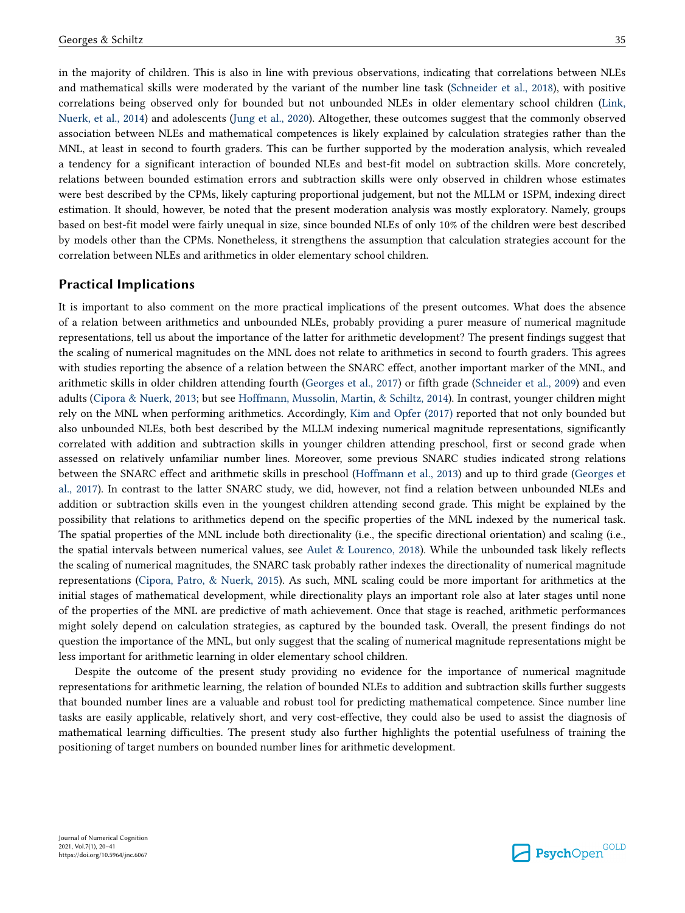in the majority of children. This is also in line with previous observations, indicating that correlations between NLEs and mathematical skills were moderated by the variant of the number line task (Schneider et al., 2018), with positive correlations being observed only for bounded but not unbounded NLEs in older elementary school children (Link, Nuerk, et al., 2014) and adolescents (Jung et al., 2020). Altogether, these outcomes suggest that the commonly observed association between NLEs and mathematical competences is likely explained by calculation strategies rather than the MNL, at least in second to fourth graders. This can be further supported by the moderation analysis, which revealed a tendency for a significant interaction of bounded NLEs and best-fit model on subtraction skills. More concretely, relations between bounded estimation errors and subtraction skills were only observed in children whose estimates were best described by the CPMs, likely capturing proportional judgement, but not the MLLM or 1SPM, indexing direct estimation. It should, however, be noted that the present moderation analysis was mostly exploratory. Namely, groups based on best-fit model were fairly unequal in size, since bounded NLEs of only 10% of the children were best described by models other than the CPMs. Nonetheless, it strengthens the assumption that calculation strategies account for the correlation between NLEs and arithmetics in older elementary school children.

## Practical Implications

It is important to also comment on the more practical implications of the present outcomes. What does the absence of a relation between arithmetics and unbounded NLEs, probably providing a purer measure of numerical magnitude representations, tell us about the importance of the latter for arithmetic development? The present findings suggest that the scaling of numerical magnitudes on the MNL does not relate to arithmetics in second to fourth graders. This agrees with studies reporting the absence of a relation between the SNARC effect, another important marker of the MNL, and arithmetic skills in older children attending fourth (Georges et al., 2017) or fifth grade (Schneider et al., 2009) and even adults (Cipora & Nuerk, 2013; but see Hoffmann, Mussolin, Martin, & Schiltz, 2014). In contrast, younger children might rely on the MNL when performing arithmetics. Accordingly, Kim and Opfer (2017) reported that not only bounded but also unbounded NLEs, both best described by the MLLM indexing numerical magnitude representations, significantly correlated with addition and subtraction skills in younger children attending preschool, first or second grade when assessed on relatively unfamiliar number lines. Moreover, some previous SNARC studies indicated strong relations between the SNARC effect and arithmetic skills in preschool (Hoffmann et al., 2013) and up to third grade (Georges et al., 2017). In contrast to the latter SNARC study, we did, however, not find a relation between unbounded NLEs and addition or subtraction skills even in the youngest children attending second grade. This might be explained by the possibility that relations to arithmetics depend on the specific properties of the MNL indexed by the numerical task. The spatial properties of the MNL include both directionality (i.e., the specific directional orientation) and scaling (i.e., the spatial intervals between numerical values, see Aulet & Lourenco, 2018). While the unbounded task likely reflects the scaling of numerical magnitudes, the SNARC task probably rather indexes the directionality of numerical magnitude representations (Cipora, Patro, & Nuerk, 2015). As such, MNL scaling could be more important for arithmetics at the initial stages of mathematical development, while directionality plays an important role also at later stages until none of the properties of the MNL are predictive of math achievement. Once that stage is reached, arithmetic performances might solely depend on calculation strategies, as captured by the bounded task. Overall, the present findings do not question the importance of the MNL, but only suggest that the scaling of numerical magnitude representations might be less important for arithmetic learning in older elementary school children.

Despite the outcome of the present study providing no evidence for the importance of numerical magnitude representations for arithmetic learning, the relation of bounded NLEs to addition and subtraction skills further suggests that bounded number lines are a valuable and robust tool for predicting mathematical competence. Since number line tasks are easily applicable, relatively short, and very cost-effective, they could also be used to assist the diagnosis of mathematical learning difficulties. The present study also further highlights the potential usefulness of training the positioning of target numbers on bounded number lines for arithmetic development.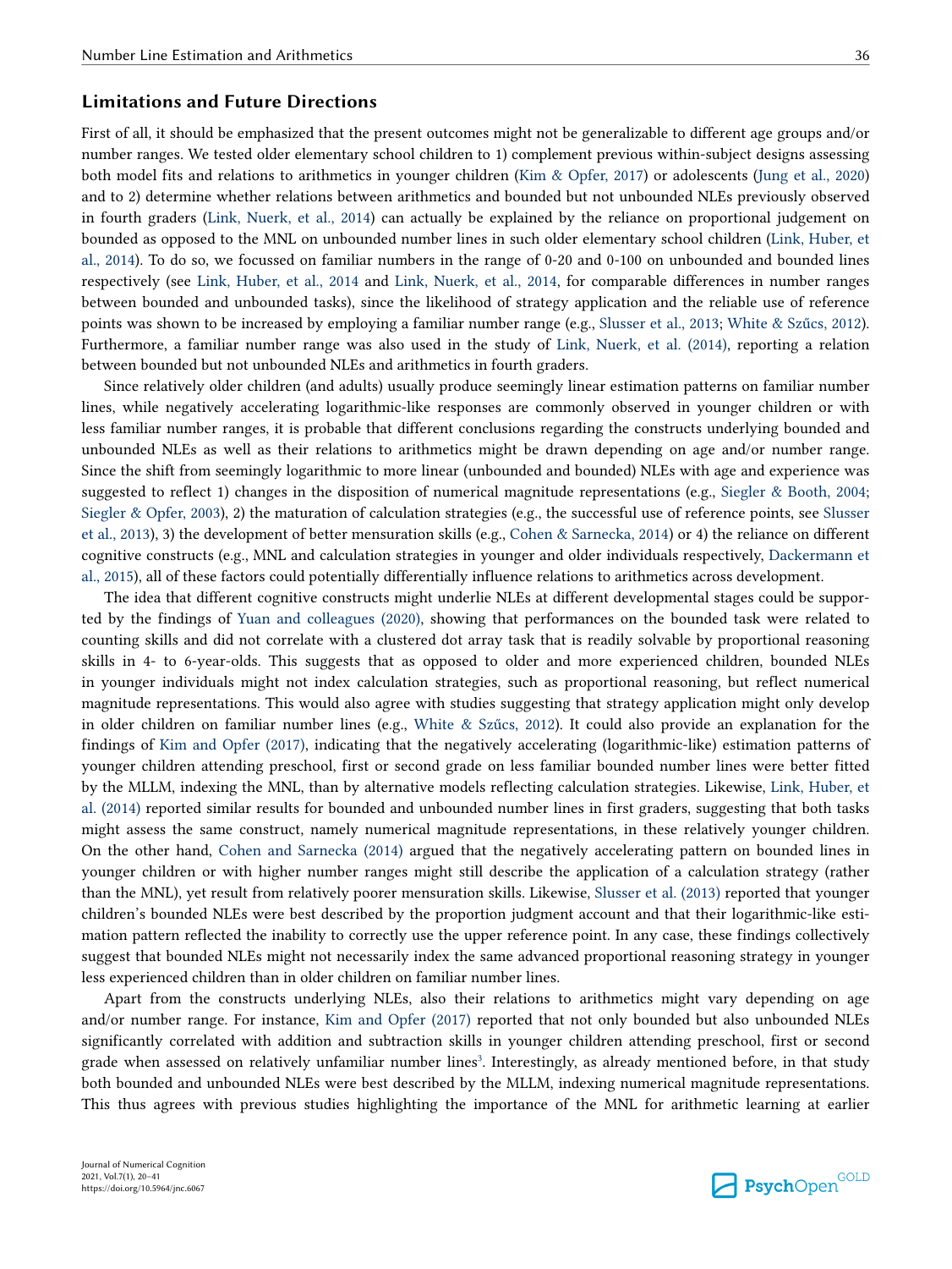## Limitations and Future Directions

First of all, it should be emphasized that the present outcomes might not be generalizable to different age groups and/or number ranges. We tested older elementary school children to 1) complement previous within-subject designs assessing both model fits and relations to arithmetics in younger children (Kim & Opfer, 2017) or adolescents (Jung et al., 2020) and to 2) determine whether relations between arithmetics and bounded but not unbounded NLEs previously observed in fourth graders (Link, Nuerk, et al., 2014) can actually be explained by the reliance on proportional judgement on bounded as opposed to the MNL on unbounded number lines in such older elementary school children (Link, Huber, et al., 2014). To do so, we focussed on familiar numbers in the range of 0-20 and 0-100 on unbounded and bounded lines respectively (see Link, Huber, et al., 2014 and Link, Nuerk, et al., 2014, for comparable differences in number ranges between bounded and unbounded tasks), since the likelihood of strategy application and the reliable use of reference points was shown to be increased by employing a familiar number range (e.g., Slusser et al., 2013; White & Szűcs, 2012). Furthermore, a familiar number range was also used in the study of Link, Nuerk, et al. (2014), reporting a relation between bounded but not unbounded NLEs and arithmetics in fourth graders.

Since relatively older children (and adults) usually produce seemingly linear estimation patterns on familiar number lines, while negatively accelerating logarithmic-like responses are commonly observed in younger children or with less familiar number ranges, it is probable that different conclusions regarding the constructs underlying bounded and unbounded NLEs as well as their relations to arithmetics might be drawn depending on age and/or number range. Since the shift from seemingly logarithmic to more linear (unbounded and bounded) NLEs with age and experience was suggested to reflect 1) changes in the disposition of numerical magnitude representations (e.g., Siegler & Booth, 2004; Siegler & Opfer, 2003), 2) the maturation of calculation strategies (e.g., the successful use of reference points, see Slusser et al., 2013), 3) the development of better mensuration skills (e.g., Cohen & Sarnecka, 2014) or 4) the reliance on different cognitive constructs (e.g., MNL and calculation strategies in younger and older individuals respectively, Dackermann et al., 2015), all of these factors could potentially differentially influence relations to arithmetics across development.

The idea that different cognitive constructs might underlie NLEs at different developmental stages could be supported by the findings of Yuan and colleagues (2020), showing that performances on the bounded task were related to counting skills and did not correlate with a clustered dot array task that is readily solvable by proportional reasoning skills in 4- to 6-year-olds. This suggests that as opposed to older and more experienced children, bounded NLEs in younger individuals might not index calculation strategies, such as proportional reasoning, but reflect numerical magnitude representations. This would also agree with studies suggesting that strategy application might only develop in older children on familiar number lines (e.g., White & Szűcs, 2012). It could also provide an explanation for the findings of Kim and Opfer (2017), indicating that the negatively accelerating (logarithmic-like) estimation patterns of younger children attending preschool, first or second grade on less familiar bounded number lines were better fitted by the MLLM, indexing the MNL, than by alternative models reflecting calculation strategies. Likewise, Link, Huber, et al. (2014) reported similar results for bounded and unbounded number lines in first graders, suggesting that both tasks might assess the same construct, namely numerical magnitude representations, in these relatively younger children. On the other hand, Cohen and Sarnecka (2014) argued that the negatively accelerating pattern on bounded lines in younger children or with higher number ranges might still describe the application of a calculation strategy (rather than the MNL), yet result from relatively poorer mensuration skills. Likewise, Slusser et al. (2013) reported that younger children's bounded NLEs were best described by the proportion judgment account and that their logarithmic-like estimation pattern reflected the inability to correctly use the upper reference point. In any case, these findings collectively suggest that bounded NLEs might not necessarily index the same advanced proportional reasoning strategy in younger less experienced children than in older children on familiar number lines.

Apart from the constructs underlying NLEs, also their relations to arithmetics might vary depending on age and/or number range. For instance, Kim and Opfer (2017) reported that not only bounded but also unbounded NLEs significantly correlated with addition and subtraction skills in younger children attending preschool, first or second grade when assessed on relatively unfamiliar number lines[3]. Interestingly, as already mentioned before, in that study both bounded and unbounded NLEs were best described by the MLLM, indexing numerical magnitude representations. This thus agrees with previous studies highlighting the importance of the MNL for arithmetic learning at earlier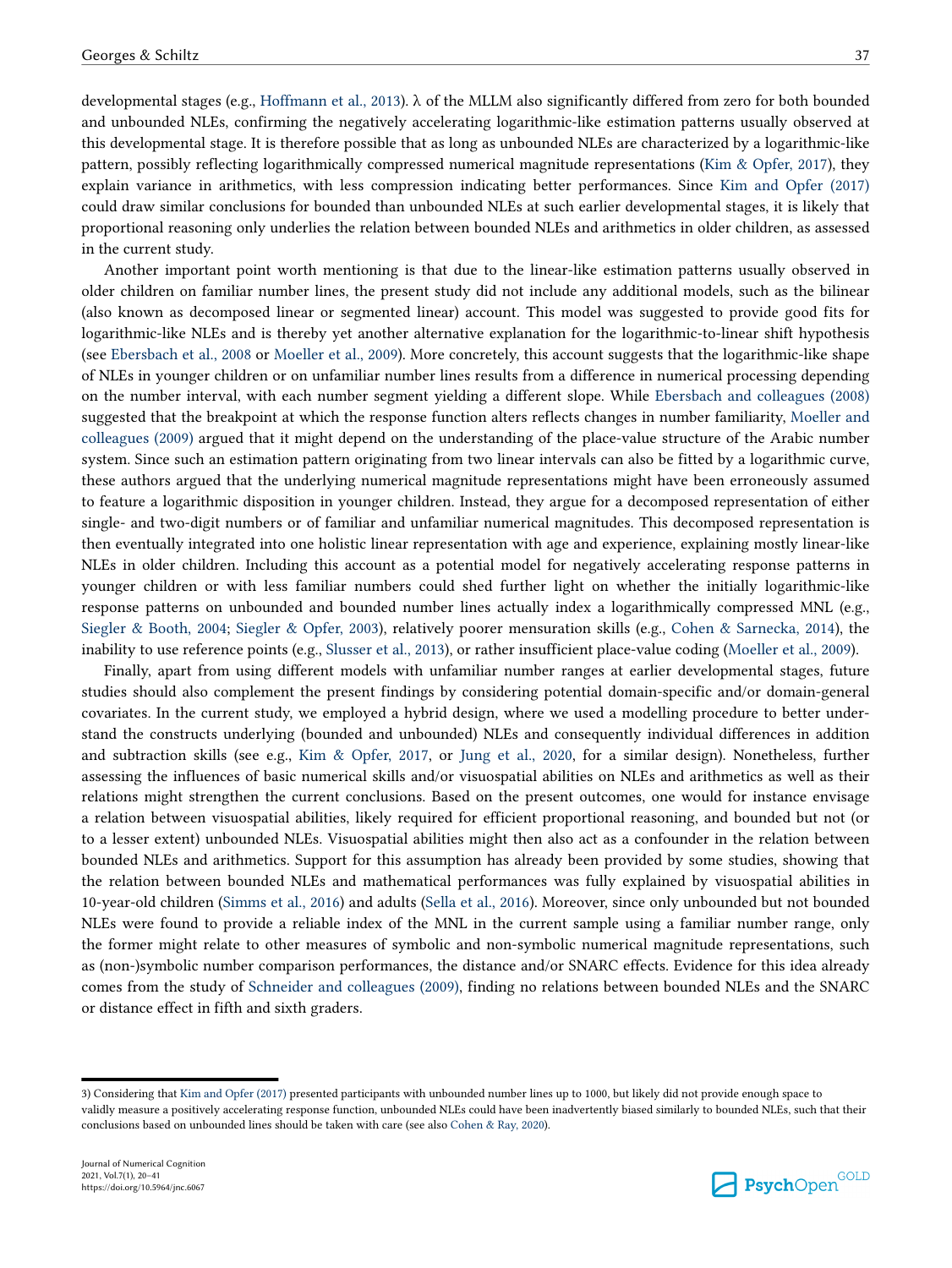developmental stages (e.g., Hoffmann et al., 2013). λ of the MLLM also significantly differed from zero for both bounded and unbounded NLEs, confirming the negatively accelerating logarithmic-like estimation patterns usually observed at this developmental stage. It is therefore possible that as long as unbounded NLEs are characterized by a logarithmic-like pattern, possibly reflecting logarithmically compressed numerical magnitude representations (Kim & Opfer, 2017), they explain variance in arithmetics, with less compression indicating better performances. Since Kim and Opfer (2017) could draw similar conclusions for bounded than unbounded NLEs at such earlier developmental stages, it is likely that proportional reasoning only underlies the relation between bounded NLEs and arithmetics in older children, as assessed in the current study.

Another important point worth mentioning is that due to the linear-like estimation patterns usually observed in older children on familiar number lines, the present study did not include any additional models, such as the bilinear (also known as decomposed linear or segmented linear) account. This model was suggested to provide good fits for logarithmic-like NLEs and is thereby yet another alternative explanation for the logarithmic-to-linear shift hypothesis (see Ebersbach et al., 2008 or Moeller et al., 2009). More concretely, this account suggests that the logarithmic-like shape of NLEs in younger children or on unfamiliar number lines results from a difference in numerical processing depending on the number interval, with each number segment yielding a different slope. While Ebersbach and colleagues (2008) suggested that the breakpoint at which the response function alters reflects changes in number familiarity, Moeller and colleagues (2009) argued that it might depend on the understanding of the place-value structure of the Arabic number system. Since such an estimation pattern originating from two linear intervals can also be fitted by a logarithmic curve, these authors argued that the underlying numerical magnitude representations might have been erroneously assumed to feature a logarithmic disposition in younger children. Instead, they argue for a decomposed representation of either single- and two-digit numbers or of familiar and unfamiliar numerical magnitudes. This decomposed representation is then eventually integrated into one holistic linear representation with age and experience, explaining mostly linear-like NLEs in older children. Including this account as a potential model for negatively accelerating response patterns in younger children or with less familiar numbers could shed further light on whether the initially logarithmic-like response patterns on unbounded and bounded number lines actually index a logarithmically compressed MNL (e.g., Siegler & Booth, 2004; Siegler & Opfer, 2003), relatively poorer mensuration skills (e.g., Cohen & Sarnecka, 2014), the inability to use reference points (e.g., Slusser et al., 2013), or rather insufficient place-value coding (Moeller et al., 2009).

Finally, apart from using different models with unfamiliar number ranges at earlier developmental stages, future studies should also complement the present findings by considering potential domain-specific and/or domain-general covariates. In the current study, we employed a hybrid design, where we used a modelling procedure to better understand the constructs underlying (bounded and unbounded) NLEs and consequently individual differences in addition and subtraction skills (see e.g., Kim & Opfer, 2017, or Jung et al., 2020, for a similar design). Nonetheless, further assessing the influences of basic numerical skills and/or visuospatial abilities on NLEs and arithmetics as well as their relations might strengthen the current conclusions. Based on the present outcomes, one would for instance envisage a relation between visuospatial abilities, likely required for efficient proportional reasoning, and bounded but not (or to a lesser extent) unbounded NLEs. Visuospatial abilities might then also act as a confounder in the relation between bounded NLEs and arithmetics. Support for this assumption has already been provided by some studies, showing that the relation between bounded NLEs and mathematical performances was fully explained by visuospatial abilities in 10-year-old children (Simms et al., 2016) and adults (Sella et al., 2016). Moreover, since only unbounded but not bounded NLEs were found to provide a reliable index of the MNL in the current sample using a familiar number range, only the former might relate to other measures of symbolic and non-symbolic numerical magnitude representations, such as (non-)symbolic number comparison performances, the distance and/or SNARC effects. Evidence for this idea already comes from the study of Schneider and colleagues (2009), finding no relations between bounded NLEs and the SNARC or distance effect in fifth and sixth graders.

---

3) Considering that Kim and Opfer (2017) presented participants with unbounded number lines up to 1000, but likely did not provide enough space to validly measure a positively accelerating response function, unbounded NLEs could have been inadvertently biased similarly to bounded NLEs, such that their conclusions based on unbounded lines should be taken with care (see also Cohen & Ray, 2020).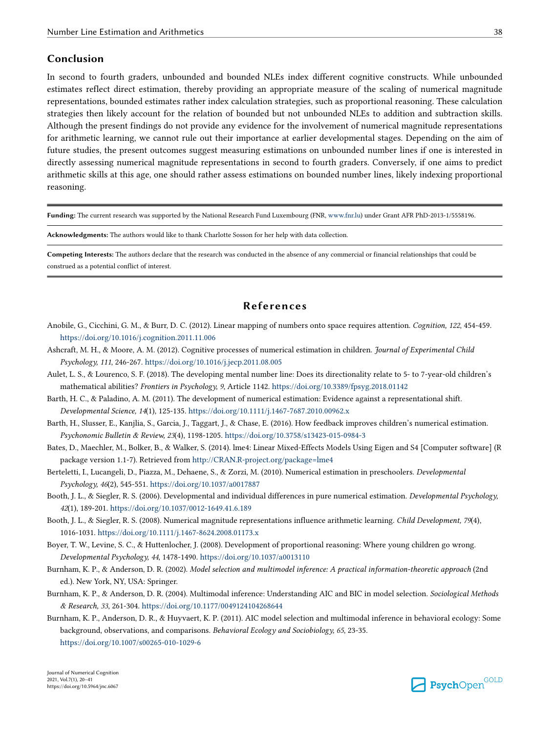## Conclusion

In second to fourth graders, unbounded and bounded NLEs index different cognitive constructs. While unbounded estimates reflect direct estimation, thereby providing an appropriate measure of the scaling of numerical magnitude representations, bounded estimates rather index calculation strategies, such as proportional reasoning. These calculation strategies then likely account for the relation of bounded but not unbounded NLEs to addition and subtraction skills. Although the present findings do not provide any evidence for the involvement of numerical magnitude representations for arithmetic learning, we cannot rule out their importance at earlier developmental stages. Depending on the aim of future studies, the present outcomes suggest measuring estimations on unbounded number lines if one is interested in directly assessing numerical magnitude representations in second to fourth graders. Conversely, if one aims to predict arithmetic skills at this age, one should rather assess estimations on bounded number lines, likely indexing proportional reasoning.

**Funding:** The current research was supported by the National Research Fund Luxembourg (FNR, www.fnr.lu) under Grant AFR PhD-2013-1/5558196.

**Acknowledgments:** The authors would like to thank Charlotte Sosson for her help with data collection.

**Competing Interests:** The authors declare that the research was conducted in the absence of any commercial or financial relationships that could be construed as a potential conflict of interest.

## References

Anobile, G., Cicchini, G. M., & Burr, D. C. (2012). Linear mapping of numbers onto space requires attention. *Cognition, 122*, 454-459. https://doi.org/10.1016/j.cognition.2011.11.006

Ashcraft, M. H., & Moore, A. M. (2012). Cognitive processes of numerical estimation in children. *Journal of Experimental Child Psychology, 111*, 246-267. https://doi.org/10.1016/j.jecp.2011.08.005

Aulet, L. S., & Lourenco, S. F. (2018). The developing mental number line: Does its directionality relate to 5- to 7-year-old children's mathematical abilities? *Frontiers in Psychology, 9*, Article 1142. https://doi.org/10.3389/fpsyg.2018.01142

Barth, H. C., & Paladino, A. M. (2011). The development of numerical estimation: Evidence against a representational shift. *Developmental Science, 14*(1), 125-135. https://doi.org/10.1111/j.1467-7687.2010.00962.x

Barth, H., Slusser, E., Kanjlia, S., Garcia, J., Taggart, J., & Chase, E. (2016). How feedback improves children's numerical estimation. *Psychonomic Bulletin & Review, 23*(4), 1198-1205. https://doi.org/10.3758/s13423-015-0984-3

Bates, D., Maechler, M., Bolker, B., & Walker, S. (2014). lme4: Linear Mixed-Effects Models Using Eigen and S4 [Computer software] (R package version 1.1-7). Retrieved from http://CRAN.R-project.org/package=lme4

Berteletti, I., Lucangeli, D., Piazza, M., Dehaene, S., & Zorzi, M. (2010). Numerical estimation in preschoolers. *Developmental Psychology, 46*(2), 545-551. https://doi.org/10.1037/a0017887

Booth, J. L., & Siegler, R. S. (2006). Developmental and individual differences in pure numerical estimation. *Developmental Psychology, 42*(1), 189-201. https://doi.org/10.1037/0012-1649.41.6.189

Booth, J. L., & Siegler, R. S. (2008). Numerical magnitude representations influence arithmetic learning. *Child Development, 79*(4), 1016-1031. https://doi.org/10.1111/j.1467-8624.2008.01173.x

Boyer, T. W., Levine, S. C., & Huttenlocher, J. (2008). Development of proportional reasoning: Where young children go wrong. *Developmental Psychology, 44*, 1478-1490. https://doi.org/10.1037/a0013110

Burnham, K. P., & Anderson, D. R. (2002). *Model selection and multimodel inference: A practical information-theoretic approach* (2nd ed.). New York, NY, USA: Springer.

Burnham, K. P., & Anderson, D. R. (2004). Multimodal inference: Understanding AIC and BIC in model selection. *Sociological Methods & Research, 33*, 261-304. https://doi.org/10.1177/0049124104268644

Burnham, K. P., Anderson, D. R., & Huyvaert, K. P. (2011). AIC model selection and multimodal inference in behavioral ecology: Some background, observations, and comparisons. *Behavioral Ecology and Sociobiology, 65*, 23-35. https://doi.org/10.1007/s00265-010-1029-6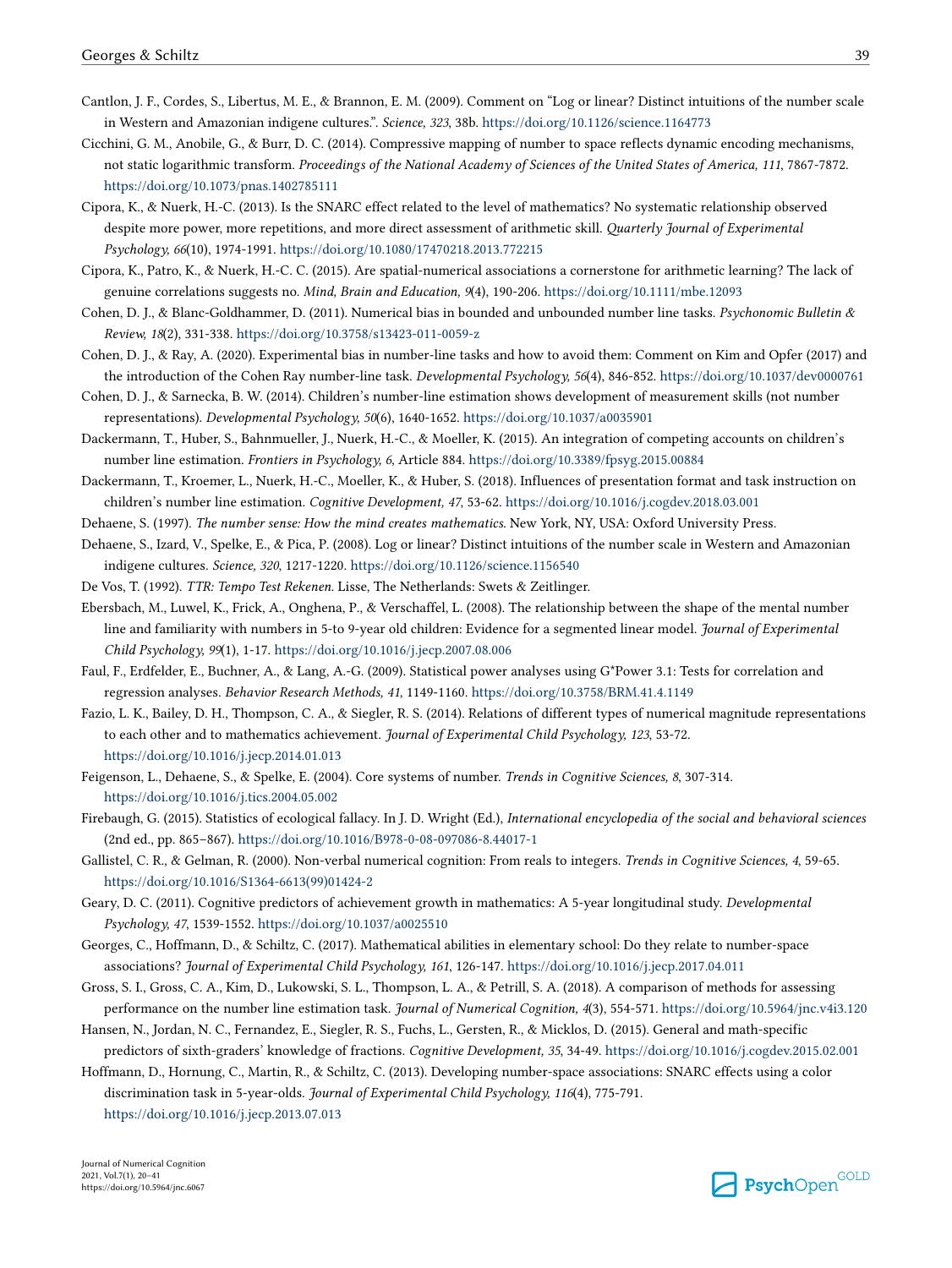Cantlon, J. F., Cordes, S., Libertus, M. E., & Brannon, E. M. (2009). Comment on "Log or linear? Distinct intuitions of the number scale in Western and Amazonian indigene cultures.". *Science, 323*, 38b. https://doi.org/10.1126/science.1164773

Cicchini, G. M., Anobile, G., & Burr, D. C. (2014). Compressive mapping of number to space reflects dynamic encoding mechanisms, not static logarithmic transform. *Proceedings of the National Academy of Sciences of the United States of America, 111*, 7867-7872. https://doi.org/10.1073/pnas.1402785111

Cipora, K., & Nuerk, H.-C. (2013). Is the SNARC effect related to the level of mathematics? No systematic relationship observed despite more power, more repetitions, and more direct assessment of arithmetic skill. *Quarterly Journal of Experimental Psychology, 66*(10), 1974-1991. https://doi.org/10.1080/17470218.2013.772215

Cipora, K., Patro, K., & Nuerk, H.-C. C. (2015). Are spatial-numerical associations a cornerstone for arithmetic learning? The lack of genuine correlations suggests no. *Mind, Brain and Education, 9*(4), 190-206. https://doi.org/10.1111/mbe.12093

Cohen, D. J., & Blanc-Goldhammer, D. (2011). Numerical bias in bounded and unbounded number line tasks. *Psychonomic Bulletin & Review, 18*(2), 331-338. https://doi.org/10.3758/s13423-011-0059-z

Cohen, D. J., & Ray, A. (2020). Experimental bias in number-line tasks and how to avoid them: Comment on Kim and Opfer (2017) and the introduction of the Cohen Ray number-line task. *Developmental Psychology, 56*(4), 846-852. https://doi.org/10.1037/dev0000761

Cohen, D. J., & Sarnecka, B. W. (2014). Children's number-line estimation shows development of measurement skills (not number representations). *Developmental Psychology, 50*(6), 1640-1652. https://doi.org/10.1037/a0035901

Dackermann, T., Huber, S., Bahnmueller, J., Nuerk, H.-C., & Moeller, K. (2015). An integration of competing accounts on children's number line estimation. *Frontiers in Psychology, 6*, Article 884. https://doi.org/10.3389/fpsyg.2015.00884

Dackermann, T., Kroemer, L., Nuerk, H.-C., Moeller, K., & Huber, S. (2018). Influences of presentation format and task instruction on children's number line estimation. *Cognitive Development, 47*, 53-62. https://doi.org/10.1016/j.cogdev.2018.03.001

Dehaene, S. (1997). *The number sense: How the mind creates mathematics.* New York, NY, USA: Oxford University Press.

Dehaene, S., Izard, V., Spelke, E., & Pica, P. (2008). Log or linear? Distinct intuitions of the number scale in Western and Amazonian indigene cultures. *Science, 320*, 1217-1220. https://doi.org/10.1126/science.1156540

De Vos, T. (1992). *TTR: Tempo Test Rekenen.* Lisse, The Netherlands: Swets & Zeitlinger.

Ebersbach, M., Luwel, K., Frick, A., Onghena, P., & Verschaffel, L. (2008). The relationship between the shape of the mental number line and familiarity with numbers in 5-to 9-year old children: Evidence for a segmented linear model. *Journal of Experimental Child Psychology, 99*(1), 1-17. https://doi.org/10.1016/j.jecp.2007.08.006

Faul, F., Erdfelder, E., Buchner, A., & Lang, A.-G. (2009). Statistical power analyses using G*Power 3.1: Tests for correlation and regression analyses. *Behavior Research Methods, 41*, 1149-1160. https://doi.org/10.3758/BRM.41.4.1149

Fazio, L. K., Bailey, D. H., Thompson, C. A., & Siegler, R. S. (2014). Relations of different types of numerical magnitude representations to each other and to mathematics achievement. *Journal of Experimental Child Psychology, 123*, 53-72. https://doi.org/10.1016/j.jecp.2014.01.013

Feigenson, L., Dehaene, S., & Spelke, E. (2004). Core systems of number. *Trends in Cognitive Sciences, 8*, 307-314. https://doi.org/10.1016/j.tics.2004.05.002

Firebaugh, G. (2015). Statistics of ecological fallacy. In J. D. Wright (Ed.), *International encyclopedia of the social and behavioral sciences* (2nd ed., pp. 865–867). https://doi.org/10.1016/B978-0-08-097086-8.44017-1

Gallistel, C. R., & Gelman, R. (2000). Non-verbal numerical cognition: From reals to integers. *Trends in Cognitive Sciences, 4*, 59-65. https://doi.org/10.1016/S1364-6613(99)01424-2

Geary, D. C. (2011). Cognitive predictors of achievement growth in mathematics: A 5-year longitudinal study. *Developmental Psychology, 47*, 1539-1552. https://doi.org/10.1037/a0025510

Georges, C., Hoffmann, D., & Schiltz, C. (2017). Mathematical abilities in elementary school: Do they relate to number-space associations? *Journal of Experimental Child Psychology, 161*, 126-147. https://doi.org/10.1016/j.jecp.2017.04.011

Gross, S. I., Gross, C. A., Kim, D., Lukowski, S. L., Thompson, L. A., & Petrill, S. A. (2018). A comparison of methods for assessing performance on the number line estimation task. *Journal of Numerical Cognition, 4*(3), 554-571. https://doi.org/10.5964/jnc.v4i3.120

Hansen, N., Jordan, N. C., Fernandez, E., Siegler, R. S., Fuchs, L., Gersten, R., & Micklos, D. (2015). General and math-specific predictors of sixth-graders' knowledge of fractions. *Cognitive Development, 35*, 34-49. https://doi.org/10.1016/j.cogdev.2015.02.001

Hoffmann, D., Hornung, C., Martin, R., & Schiltz, C. (2013). Developing number-space associations: SNARC effects using a color discrimination task in 5-year-olds. *Journal of Experimental Child Psychology, 116*(4), 775-791. https://doi.org/10.1016/j.jecp.2013.07.013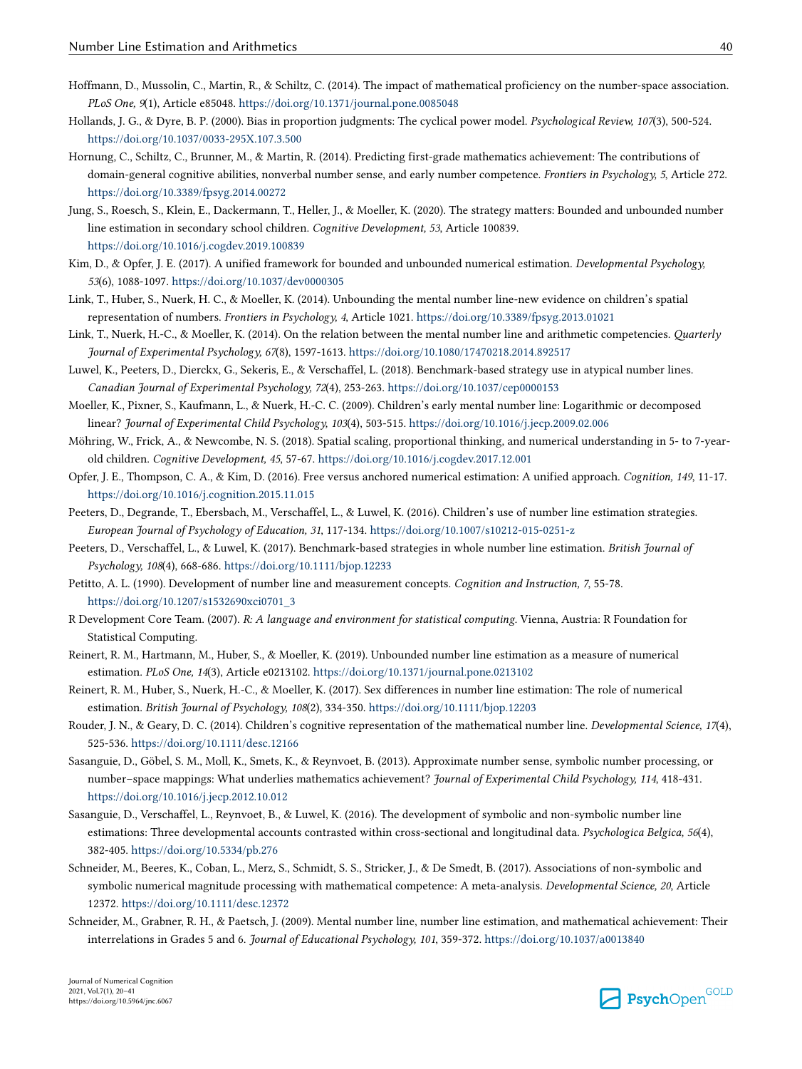Hoffmann, D., Mussolin, C., Martin, R., & Schiltz, C. (2014). The impact of mathematical proficiency on the number-space association. *PLoS One, 9*(1), Article e85048. https://doi.org/10.1371/journal.pone.0085048

Hollands, J. G., & Dyre, B. P. (2000). Bias in proportion judgments: The cyclical power model. *Psychological Review, 107*(3), 500-524. https://doi.org/10.1037/0033-295X.107.3.500

Hornung, C., Schiltz, C., Brunner, M., & Martin, R. (2014). Predicting first-grade mathematics achievement: The contributions of domain-general cognitive abilities, nonverbal number sense, and early number competence. *Frontiers in Psychology, 5*, Article 272. https://doi.org/10.3389/fpsyg.2014.00272

Jung, S., Roesch, S., Klein, E., Dackermann, T., Heller, J., & Moeller, K. (2020). The strategy matters: Bounded and unbounded number line estimation in secondary school children. *Cognitive Development, 53*, Article 100839. https://doi.org/10.1016/j.cogdev.2019.100839

Kim, D., & Opfer, J. E. (2017). A unified framework for bounded and unbounded numerical estimation. *Developmental Psychology, 53*(6), 1088-1097. https://doi.org/10.1037/dev0000305

Link, T., Huber, S., Nuerk, H. C., & Moeller, K. (2014). Unbounding the mental number line-new evidence on children's spatial representation of numbers. *Frontiers in Psychology, 4*, Article 1021. https://doi.org/10.3389/fpsyg.2013.01021

Link, T., Nuerk, H.-C., & Moeller, K. (2014). On the relation between the mental number line and arithmetic competencies. *Quarterly Journal of Experimental Psychology, 67*(8), 1597-1613. https://doi.org/10.1080/17470218.2014.892517

Luwel, K., Peeters, D., Dierckx, G., Sekeris, E., & Verschaffel, L. (2018). Benchmark-based strategy use in atypical number lines. *Canadian Journal of Experimental Psychology, 72*(4), 253-263. https://doi.org/10.1037/cep0000153

Moeller, K., Pixner, S., Kaufmann, L., & Nuerk, H.-C. C. (2009). Children's early mental number line: Logarithmic or decomposed linear? *Journal of Experimental Child Psychology, 103*(4), 503-515. https://doi.org/10.1016/j.jecp.2009.02.006

Möhring, W., Frick, A., & Newcombe, N. S. (2018). Spatial scaling, proportional thinking, and numerical understanding in 5- to 7-year-old children. *Cognitive Development, 45*, 57-67. https://doi.org/10.1016/j.cogdev.2017.12.001

Opfer, J. E., Thompson, C. A., & Kim, D. (2016). Free versus anchored numerical estimation: A unified approach. *Cognition, 149*, 11-17. https://doi.org/10.1016/j.cognition.2015.11.015

Peeters, D., Degrande, T., Ebersbach, M., Verschaffel, L., & Luwel, K. (2016). Children's use of number line estimation strategies. *European Journal of Psychology of Education, 31*, 117-134. https://doi.org/10.1007/s10212-015-0251-z

Peeters, D., Verschaffel, L., & Luwel, K. (2017). Benchmark-based strategies in whole number line estimation. *British Journal of Psychology, 108*(4), 668-686. https://doi.org/10.1111/bjop.12233

Petitto, A. L. (1990). Development of number line and measurement concepts. *Cognition and Instruction, 7*, 55-78. https://doi.org/10.1207/s1532690xci0701_3

R Development Core Team. (2007). *R: A language and environment for statistical computing.* Vienna, Austria: R Foundation for Statistical Computing.

Reinert, R. M., Hartmann, M., Huber, S., & Moeller, K. (2019). Unbounded number line estimation as a measure of numerical estimation. *PLoS One, 14*(3), Article e0213102. https://doi.org/10.1371/journal.pone.0213102

Reinert, R. M., Huber, S., Nuerk, H.-C., & Moeller, K. (2017). Sex differences in number line estimation: The role of numerical estimation. *British Journal of Psychology, 108*(2), 334-350. https://doi.org/10.1111/bjop.12203

Rouder, J. N., & Geary, D. C. (2014). Children's cognitive representation of the mathematical number line. *Developmental Science, 17*(4), 525-536. https://doi.org/10.1111/desc.12166

Sasanguie, D., Göbel, S. M., Moll, K., Smets, K., & Reynvoet, B. (2013). Approximate number sense, symbolic number processing, or number–space mappings: What underlies mathematics achievement? *Journal of Experimental Child Psychology, 114*, 418-431. https://doi.org/10.1016/j.jecp.2012.10.012

Sasanguie, D., Verschaffel, L., Reynvoet, B., & Luwel, K. (2016). The development of symbolic and non-symbolic number line estimations: Three developmental accounts contrasted within cross-sectional and longitudinal data. *Psychologica Belgica, 56*(4), 382-405. https://doi.org/10.5334/pb.276

Schneider, M., Beeres, K., Coban, L., Merz, S., Schmidt, S. S., Stricker, J., & De Smedt, B. (2017). Associations of non-symbolic and symbolic numerical magnitude processing with mathematical competence: A meta-analysis. *Developmental Science, 20*, Article 12372. https://doi.org/10.1111/desc.12372

Schneider, M., Grabner, R. H., & Paetsch, J. (2009). Mental number line, number line estimation, and mathematical achievement: Their interrelations in Grades 5 and 6. *Journal of Educational Psychology, 101*, 359-372. https://doi.org/10.1037/a0013840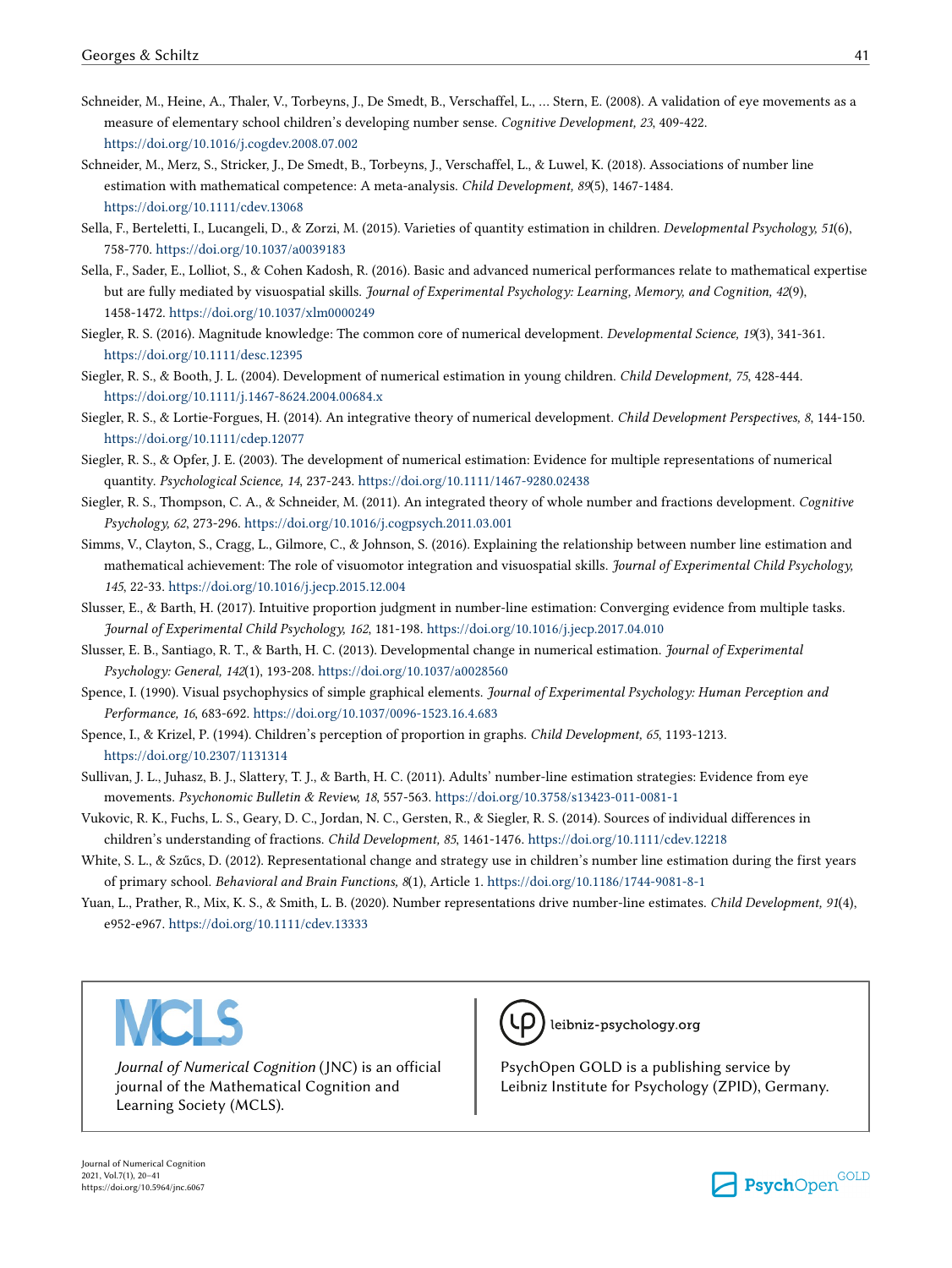Schneider, M., Heine, A., Thaler, V., Torbeyns, J., De Smedt, B., Verschaffel, L., … Stern, E. (2008). A validation of eye movements as a measure of elementary school children's developing number sense. *Cognitive Development, 23*, 409-422. https://doi.org/10.1016/j.cogdev.2008.07.002

Schneider, M., Merz, S., Stricker, J., De Smedt, B., Torbeyns, J., Verschaffel, L., & Luwel, K. (2018). Associations of number line estimation with mathematical competence: A meta-analysis. *Child Development, 89*(5), 1467-1484. https://doi.org/10.1111/cdev.13068

Sella, F., Berteletti, I., Lucangeli, D., & Zorzi, M. (2015). Varieties of quantity estimation in children. *Developmental Psychology, 51*(6), 758-770. https://doi.org/10.1037/a0039183

Sella, F., Sader, E., Lolliot, S., & Cohen Kadosh, R. (2016). Basic and advanced numerical performances relate to mathematical expertise but are fully mediated by visuospatial skills. *Journal of Experimental Psychology: Learning, Memory, and Cognition, 42*(9), 1458-1472. https://doi.org/10.1037/xlm0000249

Siegler, R. S. (2016). Magnitude knowledge: The common core of numerical development. *Developmental Science, 19*(3), 341-361. https://doi.org/10.1111/desc.12395

Siegler, R. S., & Booth, J. L. (2004). Development of numerical estimation in young children. *Child Development, 75*, 428-444. https://doi.org/10.1111/j.1467-8624.2004.00684.x

Siegler, R. S., & Lortie-Forgues, H. (2014). An integrative theory of numerical development. *Child Development Perspectives, 8*, 144-150. https://doi.org/10.1111/cdep.12077

Siegler, R. S., & Opfer, J. E. (2003). The development of numerical estimation: Evidence for multiple representations of numerical quantity. *Psychological Science, 14*, 237-243. https://doi.org/10.1111/1467-9280.02438

Siegler, R. S., Thompson, C. A., & Schneider, M. (2011). An integrated theory of whole number and fractions development. *Cognitive Psychology, 62*, 273-296. https://doi.org/10.1016/j.cogpsych.2011.03.001

Simms, V., Clayton, S., Cragg, L., Gilmore, C., & Johnson, S. (2016). Explaining the relationship between number line estimation and mathematical achievement: The role of visuomotor integration and visuospatial skills. *Journal of Experimental Child Psychology, 145*, 22-33. https://doi.org/10.1016/j.jecp.2015.12.004

Slusser, E., & Barth, H. (2017). Intuitive proportion judgment in number-line estimation: Converging evidence from multiple tasks. *Journal of Experimental Child Psychology, 162*, 181-198. https://doi.org/10.1016/j.jecp.2017.04.010

Slusser, E. B., Santiago, R. T., & Barth, H. C. (2013). Developmental change in numerical estimation. *Journal of Experimental Psychology: General, 142*(1), 193-208. https://doi.org/10.1037/a0028560

Spence, I. (1990). Visual psychophysics of simple graphical elements. *Journal of Experimental Psychology: Human Perception and Performance, 16*, 683-692. https://doi.org/10.1037/0096-1523.16.4.683

Spence, I., & Krizel, P. (1994). Children's perception of proportion in graphs. *Child Development, 65*, 1193-1213. https://doi.org/10.2307/1131314

Sullivan, J. L., Juhasz, B. J., Slattery, T. J., & Barth, H. C. (2011). Adults' number-line estimation strategies: Evidence from eye movements. *Psychonomic Bulletin & Review, 18*, 557-563. https://doi.org/10.3758/s13423-011-0081-1

Vukovic, R. K., Fuchs, L. S., Geary, D. C., Jordan, N. C., Gersten, R., & Siegler, R. S. (2014). Sources of individual differences in children's understanding of fractions. *Child Development, 85*, 1461-1476. https://doi.org/10.1111/cdev.12218

White, S. L., & Szűcs, D. (2012). Representational change and strategy use in children's number line estimation during the first years of primary school. *Behavioral and Brain Functions, 8*(1), Article 1. https://doi.org/10.1186/1744-9081-8-1

Yuan, L., Prather, R., Mix, K. S., & Smith, L. B. (2020). Number representations drive number-line estimates. *Child Development, 91*(4), e952-e967. https://doi.org/10.1111/cdev.13333

*Journal of Numerical Cognition* (JNC) is an official journal of the Mathematical Cognition and Learning Society (MCLS).

leibniz-psychology.org

PsychOpen GOLD is a publishing service by Leibniz Institute for Psychology (ZPID), Germany.